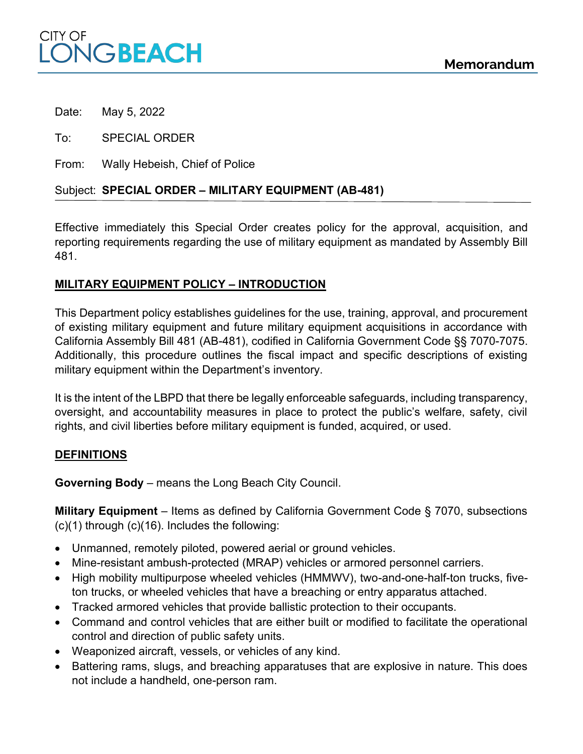CITY OF LONG BEACH

**Memorandum**

Date: May 5, 2022

To: SPECIAL ORDER

From: Wally Hebeish, Chief of Police

Subject: **SPECIAL ORDER – MILITARY EQUIPMENT (AB-481)**

Effective immediately this Special Order creates policy for the approval, acquisition, and reporting requirements regarding the use of military equipment as mandated by Assembly Bill 481.

## MILITARY EQUIPMENT POLICY – INTRODUCTION

This Department policy establishes guidelines for the use, training, approval, and procurement of existing military equipment and future military equipment acquisitions in accordance with California Assembly Bill 481 (AB-481), codified in California Government Code §§ 7070-7075. Additionally, this procedure outlines the fiscal impact and specific descriptions of existing military equipment within the Department's inventory.

It is the intent of the LBPD that there be legally enforceable safeguards, including transparency, oversight, and accountability measures in place to protect the public's welfare, safety, civil rights, and civil liberties before military equipment is funded, acquired, or used.

## DEFINITIONS

**Governing Body** – means the Long Beach City Council.

**Military Equipment** – Items as defined by California Government Code § 7070, subsections (c)(1) through (c)(16). Includes the following:

- Unmanned, remotely piloted, powered aerial or ground vehicles.
- Mine-resistant ambush-protected (MRAP) vehicles or armored personnel carriers.
- High mobility multipurpose wheeled vehicles (HMMWV), two-and-one-half-ton trucks, five-ton trucks, or wheeled vehicles that have a breaching or entry apparatus attached.
- Tracked armored vehicles that provide ballistic protection to their occupants.
- Command and control vehicles that are either built or modified to facilitate the operational control and direction of public safety units.
- Weaponized aircraft, vessels, or vehicles of any kind.
- Battering rams, slugs, and breaching apparatuses that are explosive in nature. This does not include a handheld, one-person ram.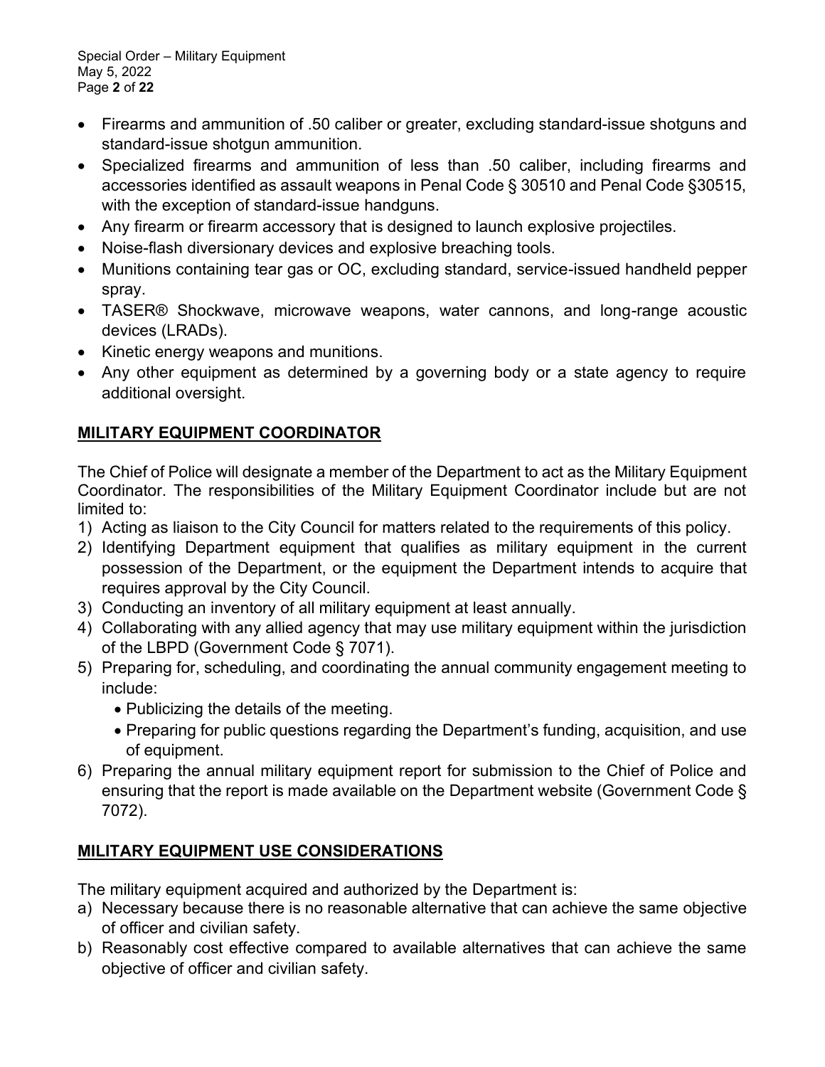- Firearms and ammunition of .50 caliber or greater, excluding standard-issue shotguns and standard-issue shotgun ammunition.
- Specialized firearms and ammunition of less than .50 caliber, including firearms and accessories identified as assault weapons in Penal Code § 30510 and Penal Code §30515, with the exception of standard-issue handguns.
- Any firearm or firearm accessory that is designed to launch explosive projectiles.
- Noise-flash diversionary devices and explosive breaching tools.
- Munitions containing tear gas or OC, excluding standard, service-issued handheld pepper spray.
- TASER® Shockwave, microwave weapons, water cannons, and long-range acoustic devices (LRADs).
- Kinetic energy weapons and munitions.
- Any other equipment as determined by a governing body or a state agency to require additional oversight.

## MILITARY EQUIPMENT COORDINATOR

The Chief of Police will designate a member of the Department to act as the Military Equipment Coordinator. The responsibilities of the Military Equipment Coordinator include but are not limited to:

1) Acting as liaison to the City Council for matters related to the requirements of this policy.
2) Identifying Department equipment that qualifies as military equipment in the current possession of the Department, or the equipment the Department intends to acquire that requires approval by the City Council.
3) Conducting an inventory of all military equipment at least annually.
4) Collaborating with any allied agency that may use military equipment within the jurisdiction of the LBPD (Government Code § 7071).
5) Preparing for, scheduling, and coordinating the annual community engagement meeting to include:
    - Publicizing the details of the meeting.
    - Preparing for public questions regarding the Department's funding, acquisition, and use of equipment.
6) Preparing the annual military equipment report for submission to the Chief of Police and ensuring that the report is made available on the Department website (Government Code § 7072).

## MILITARY EQUIPMENT USE CONSIDERATIONS

The military equipment acquired and authorized by the Department is:

a) Necessary because there is no reasonable alternative that can achieve the same objective of officer and civilian safety.
b) Reasonably cost effective compared to available alternatives that can achieve the same objective of officer and civilian safety.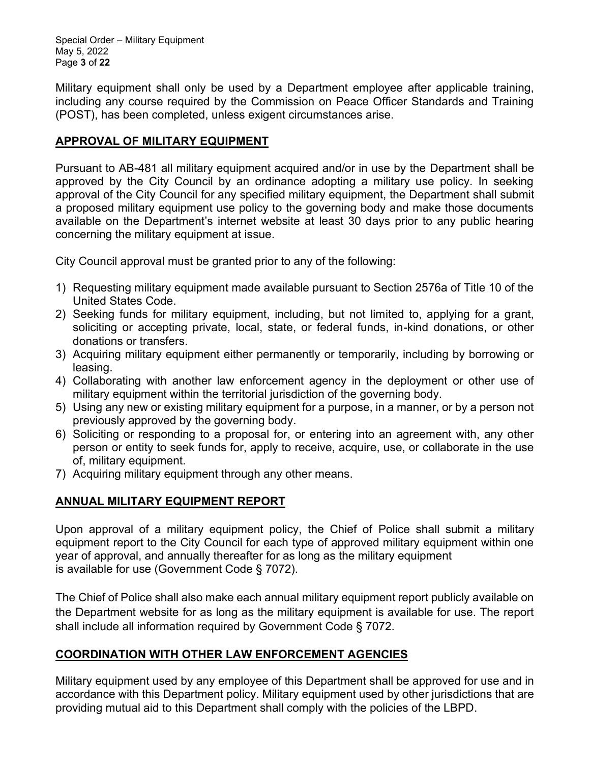Military equipment shall only be used by a Department employee after applicable training, including any course required by the Commission on Peace Officer Standards and Training (POST), has been completed, unless exigent circumstances arise.

## APPROVAL OF MILITARY EQUIPMENT

Pursuant to AB-481 all military equipment acquired and/or in use by the Department shall be approved by the City Council by an ordinance adopting a military use policy. In seeking approval of the City Council for any specified military equipment, the Department shall submit a proposed military equipment use policy to the governing body and make those documents available on the Department's internet website at least 30 days prior to any public hearing concerning the military equipment at issue.

City Council approval must be granted prior to any of the following:

1) Requesting military equipment made available pursuant to Section 2576a of Title 10 of the United States Code.
2) Seeking funds for military equipment, including, but not limited to, applying for a grant, soliciting or accepting private, local, state, or federal funds, in-kind donations, or other donations or transfers.
3) Acquiring military equipment either permanently or temporarily, including by borrowing or leasing.
4) Collaborating with another law enforcement agency in the deployment or other use of military equipment within the territorial jurisdiction of the governing body.
5) Using any new or existing military equipment for a purpose, in a manner, or by a person not previously approved by the governing body.
6) Soliciting or responding to a proposal for, or entering into an agreement with, any other person or entity to seek funds for, apply to receive, acquire, use, or collaborate in the use of, military equipment.
7) Acquiring military equipment through any other means.

## ANNUAL MILITARY EQUIPMENT REPORT

Upon approval of a military equipment policy, the Chief of Police shall submit a military equipment report to the City Council for each type of approved military equipment within one year of approval, and annually thereafter for as long as the military equipment is available for use (Government Code § 7072).

The Chief of Police shall also make each annual military equipment report publicly available on the Department website for as long as the military equipment is available for use. The report shall include all information required by Government Code § 7072.

## COORDINATION WITH OTHER LAW ENFORCEMENT AGENCIES

Military equipment used by any employee of this Department shall be approved for use and in accordance with this Department policy. Military equipment used by other jurisdictions that are providing mutual aid to this Department shall comply with the policies of the LBPD.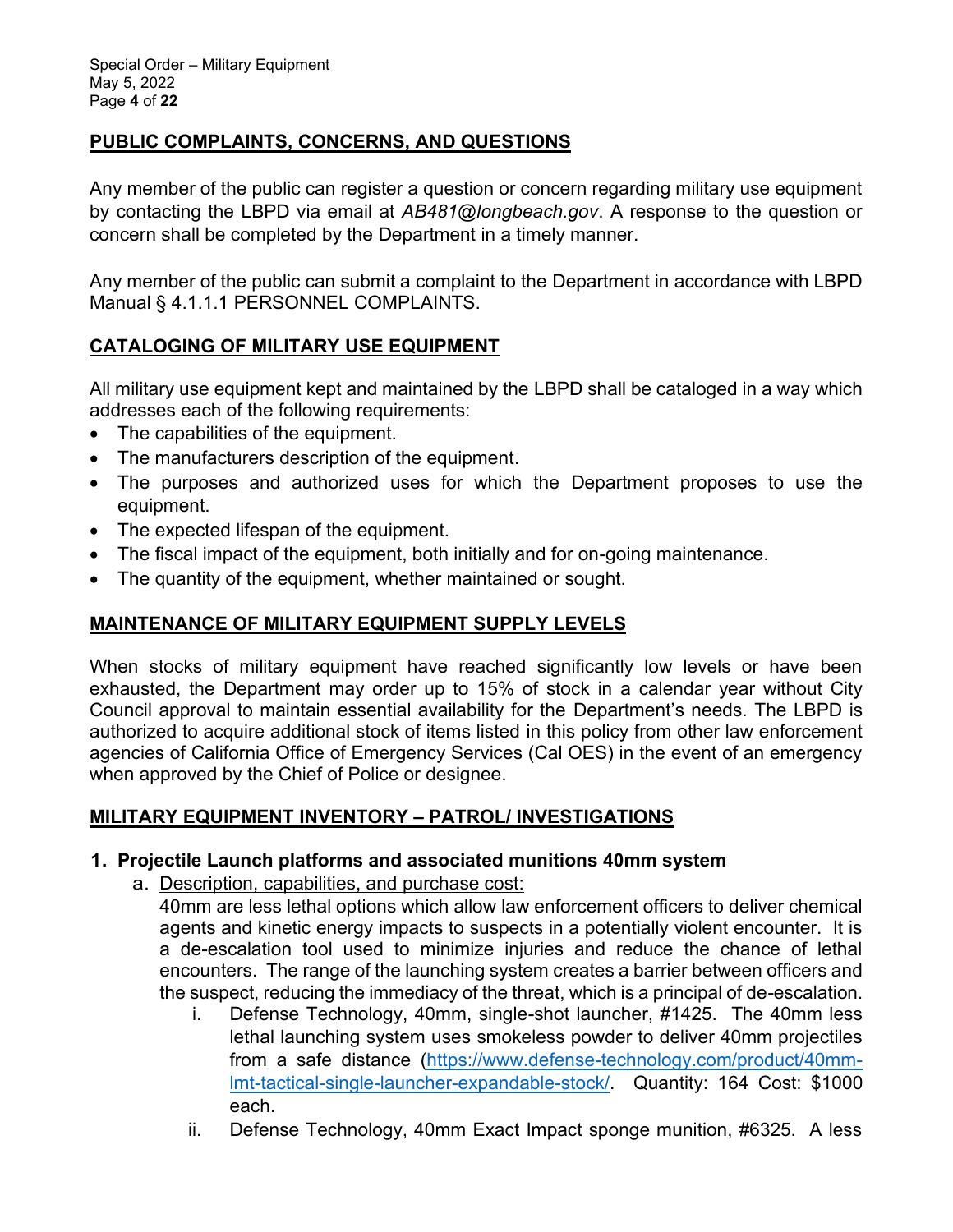## PUBLIC COMPLAINTS, CONCERNS, AND QUESTIONS

Any member of the public can register a question or concern regarding military use equipment by contacting the LBPD via email at *AB481@longbeach.gov*. A response to the question or concern shall be completed by the Department in a timely manner.

Any member of the public can submit a complaint to the Department in accordance with LBPD Manual § 4.1.1.1 PERSONNEL COMPLAINTS.

## CATALOGING OF MILITARY USE EQUIPMENT

All military use equipment kept and maintained by the LBPD shall be cataloged in a way which addresses each of the following requirements:

- The capabilities of the equipment.
- The manufacturers description of the equipment.
- The purposes and authorized uses for which the Department proposes to use the equipment.
- The expected lifespan of the equipment.
- The fiscal impact of the equipment, both initially and for on-going maintenance.
- The quantity of the equipment, whether maintained or sought.

## MAINTENANCE OF MILITARY EQUIPMENT SUPPLY LEVELS

When stocks of military equipment have reached significantly low levels or have been exhausted, the Department may order up to 15% of stock in a calendar year without City Council approval to maintain essential availability for the Department's needs. The LBPD is authorized to acquire additional stock of items listed in this policy from other law enforcement agencies of California Office of Emergency Services (Cal OES) in the event of an emergency when approved by the Chief of Police or designee.

## MILITARY EQUIPMENT INVENTORY – PATROL/ INVESTIGATIONS

1. **Projectile Launch platforms and associated munitions 40mm system**
   a. Description, capabilities, and purchase cost:
      40mm are less lethal options which allow law enforcement officers to deliver chemical agents and kinetic energy impacts to suspects in a potentially violent encounter. It is a de-escalation tool used to minimize injuries and reduce the chance of lethal encounters. The range of the launching system creates a barrier between officers and the suspect, reducing the immediacy of the threat, which is a principal of de-escalation.
      i. Defense Technology, 40mm, single-shot launcher, #1425. The 40mm less lethal launching system uses smokeless powder to deliver 40mm projectiles from a safe distance (https://www.defense-technology.com/product/40mm-lmt-tactical-single-launcher-expandable-stock/. Quantity: 164 Cost: $1000 each.
      ii. Defense Technology, 40mm Exact Impact sponge munition, #6325. A less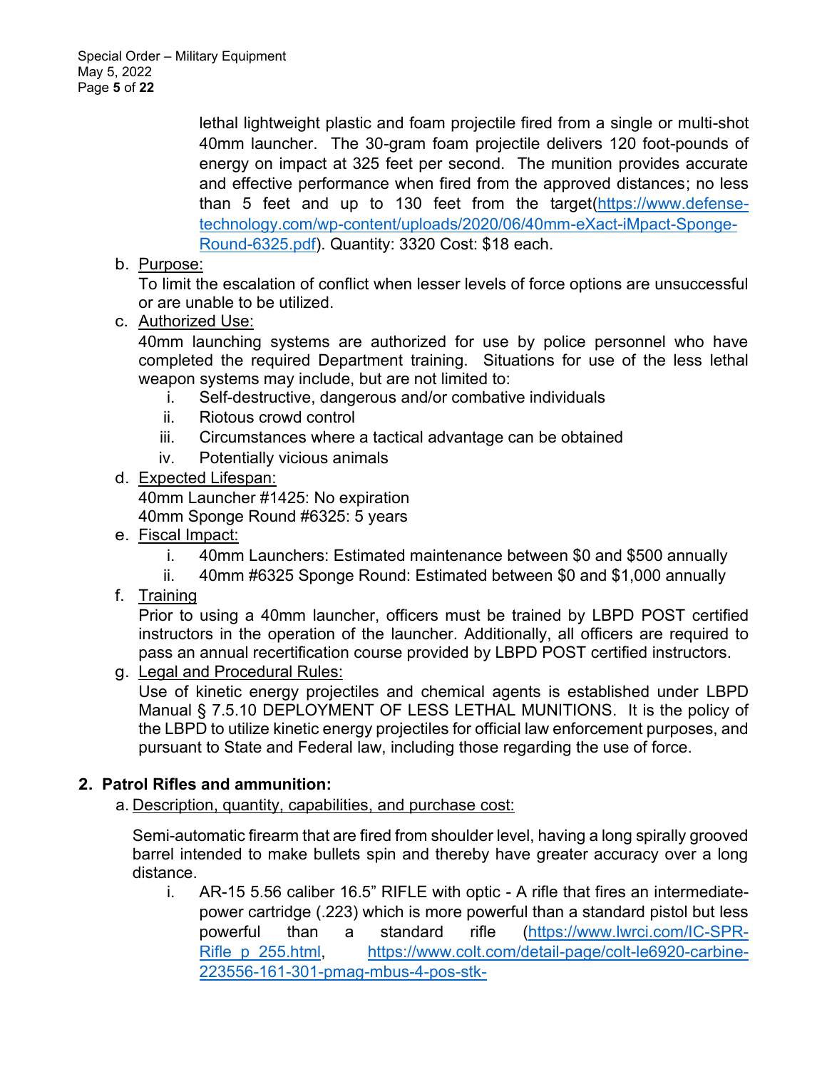lethal lightweight plastic and foam projectile fired from a single or multi-shot 40mm launcher. The 30-gram foam projectile delivers 120 foot-pounds of energy on impact at 325 feet per second. The munition provides accurate and effective performance when fired from the approved distances; no less than 5 feet and up to 130 feet from the target(https://www.defense-technology.com/wp-content/uploads/2020/06/40mm-eXact-iMpact-Sponge-Round-6325.pdf). Quantity: 3320 Cost: $18 each.

b. Purpose:
To limit the escalation of conflict when lesser levels of force options are unsuccessful or are unable to be utilized.

c. Authorized Use:
40mm launching systems are authorized for use by police personnel who have completed the required Department training. Situations for use of the less lethal weapon systems may include, but are not limited to:
   i. Self-destructive, dangerous and/or combative individuals
   ii. Riotous crowd control
   iii. Circumstances where a tactical advantage can be obtained
   iv. Potentially vicious animals

d. Expected Lifespan:
40mm Launcher #1425: No expiration
40mm Sponge Round #6325: 5 years

e. Fiscal Impact:
   i. 40mm Launchers: Estimated maintenance between $0 and $500 annually
   ii. 40mm #6325 Sponge Round: Estimated between $0 and $1,000 annually

f. Training
Prior to using a 40mm launcher, officers must be trained by LBPD POST certified instructors in the operation of the launcher. Additionally, all officers are required to pass an annual recertification course provided by LBPD POST certified instructors.

g. Legal and Procedural Rules:
Use of kinetic energy projectiles and chemical agents is established under LBPD Manual § 7.5.10 DEPLOYMENT OF LESS LETHAL MUNITIONS. It is the policy of the LBPD to utilize kinetic energy projectiles for official law enforcement purposes, and pursuant to State and Federal law, including those regarding the use of force.

## 2. Patrol Rifles and ammunition:

a. Description, quantity, capabilities, and purchase cost:

Semi-automatic firearm that are fired from shoulder level, having a long spirally grooved barrel intended to make bullets spin and thereby have greater accuracy over a long distance.

   i. AR-15 5.56 caliber 16.5" RIFLE with optic - A rifle that fires an intermediate-power cartridge (.223) which is more powerful than a standard pistol but less powerful than a standard rifle (https://www.lwrci.com/IC-SPR-Rifle_p_255.html, https://www.colt.com/detail-page/colt-le6920-carbine-223556-161-301-pmag-mbus-4-pos-stk-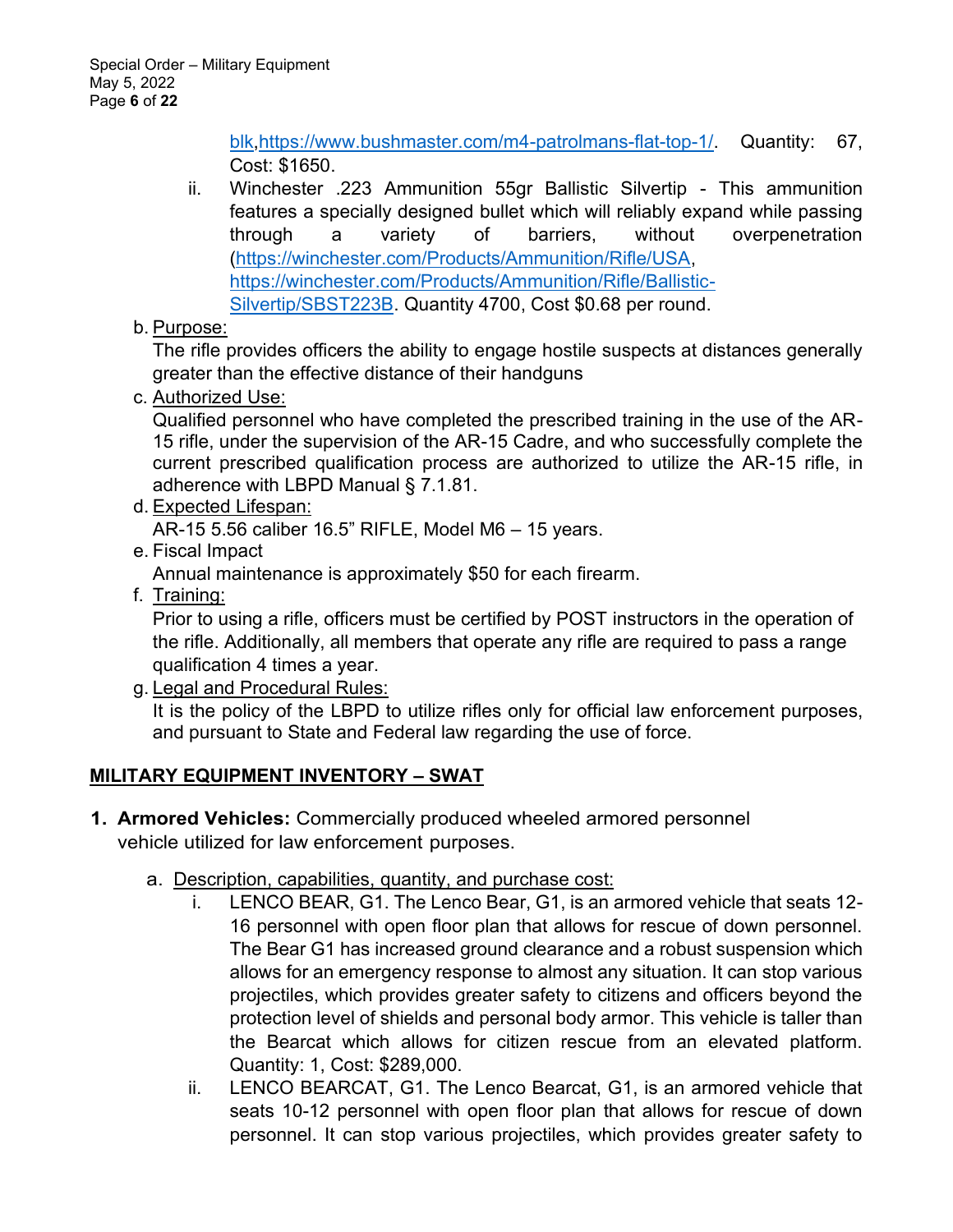blk,https://www.bushmaster.com/m4-patrolmans-flat-top-1/. Quantity: 67, Cost: $1650.

   ii. Winchester .223 Ammunition 55gr Ballistic Silvertip - This ammunition features a specially designed bullet which will reliably expand while passing through a variety of barriers, without overpenetration (https://winchester.com/Products/Ammunition/Rifle/USA, https://winchester.com/Products/Ammunition/Rifle/Ballistic-Silvertip/SBST223B. Quantity 4700, Cost $0.68 per round.

b. Purpose:
The rifle provides officers the ability to engage hostile suspects at distances generally greater than the effective distance of their handguns

c. Authorized Use:
Qualified personnel who have completed the prescribed training in the use of the AR-15 rifle, under the supervision of the AR-15 Cadre, and who successfully complete the current prescribed qualification process are authorized to utilize the AR-15 rifle, in adherence with LBPD Manual § 7.1.81.

d. Expected Lifespan:
AR-15 5.56 caliber 16.5" RIFLE, Model M6 – 15 years.

e. Fiscal Impact
Annual maintenance is approximately $50 for each firearm.

f. Training:
Prior to using a rifle, officers must be certified by POST instructors in the operation of the rifle. Additionally, all members that operate any rifle are required to pass a range qualification 4 times a year.

g. Legal and Procedural Rules:
It is the policy of the LBPD to utilize rifles only for official law enforcement purposes, and pursuant to State and Federal law regarding the use of force.

## MILITARY EQUIPMENT INVENTORY – SWAT

**1. Armored Vehicles:** Commercially produced wheeled armored personnel vehicle utilized for law enforcement purposes.

   a. Description, capabilities, quantity, and purchase cost:

      i. LENCO BEAR, G1. The Lenco Bear, G1, is an armored vehicle that seats 12-16 personnel with open floor plan that allows for rescue of down personnel. The Bear G1 has increased ground clearance and a robust suspension which allows for an emergency response to almost any situation. It can stop various projectiles, which provides greater safety to citizens and officers beyond the protection level of shields and personal body armor. This vehicle is taller than the Bearcat which allows for citizen rescue from an elevated platform. Quantity: 1, Cost: $289,000.

      ii. LENCO BEARCAT, G1. The Lenco Bearcat, G1, is an armored vehicle that seats 10-12 personnel with open floor plan that allows for rescue of down personnel. It can stop various projectiles, which provides greater safety to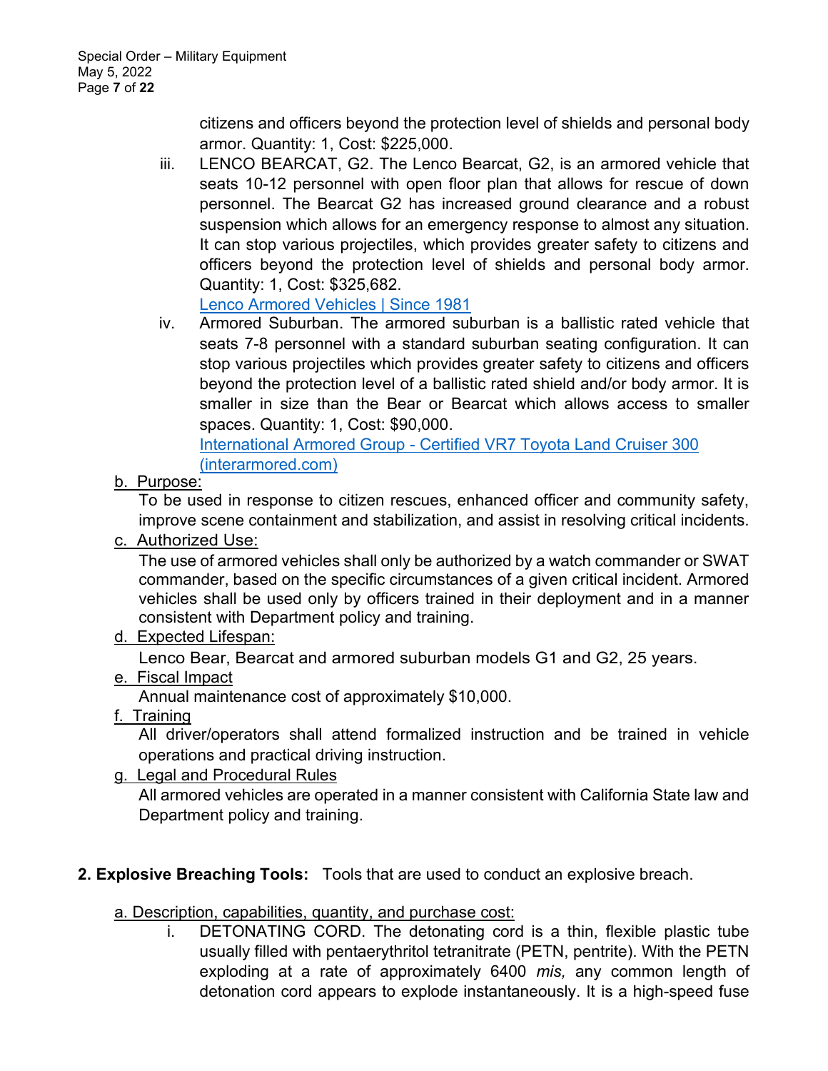citizens and officers beyond the protection level of shields and personal body armor. Quantity: 1, Cost: $225,000.

iii. LENCO BEARCAT, G2. The Lenco Bearcat, G2, is an armored vehicle that seats 10-12 personnel with open floor plan that allows for rescue of down personnel. The Bearcat G2 has increased ground clearance and a robust suspension which allows for an emergency response to almost any situation. It can stop various projectiles, which provides greater safety to citizens and officers beyond the protection level of shields and personal body armor. Quantity: 1, Cost: $325,682.
[Lenco Armored Vehicles | Since 1981]

iv. Armored Suburban. The armored suburban is a ballistic rated vehicle that seats 7-8 personnel with a standard suburban seating configuration. It can stop various projectiles which provides greater safety to citizens and officers beyond the protection level of a ballistic rated shield and/or body armor. It is smaller in size than the Bear or Bearcat which allows access to smaller spaces. Quantity: 1, Cost: $90,000.
[International Armored Group - Certified VR7 Toyota Land Cruiser 300 (interarmored.com)]

b. Purpose:
To be used in response to citizen rescues, enhanced officer and community safety, improve scene containment and stabilization, and assist in resolving critical incidents.

c. Authorized Use:
The use of armored vehicles shall only be authorized by a watch commander or SWAT commander, based on the specific circumstances of a given critical incident. Armored vehicles shall be used only by officers trained in their deployment and in a manner consistent with Department policy and training.

d. Expected Lifespan:
Lenco Bear, Bearcat and armored suburban models G1 and G2, 25 years.

e. Fiscal Impact
Annual maintenance cost of approximately $10,000.

f. Training
All driver/operators shall attend formalized instruction and be trained in vehicle operations and practical driving instruction.

g. Legal and Procedural Rules
All armored vehicles are operated in a manner consistent with California State law and Department policy and training.

**2. Explosive Breaching Tools:** Tools that are used to conduct an explosive breach.

a. Description, capabilities, quantity, and purchase cost:

i. DETONATING CORD. The detonating cord is a thin, flexible plastic tube usually filled with pentaerythritol tetranitrate (PETN, pentrite). With the PETN exploding at a rate of approximately 6400 *mis,* any common length of detonation cord appears to explode instantaneously. It is a high-speed fuse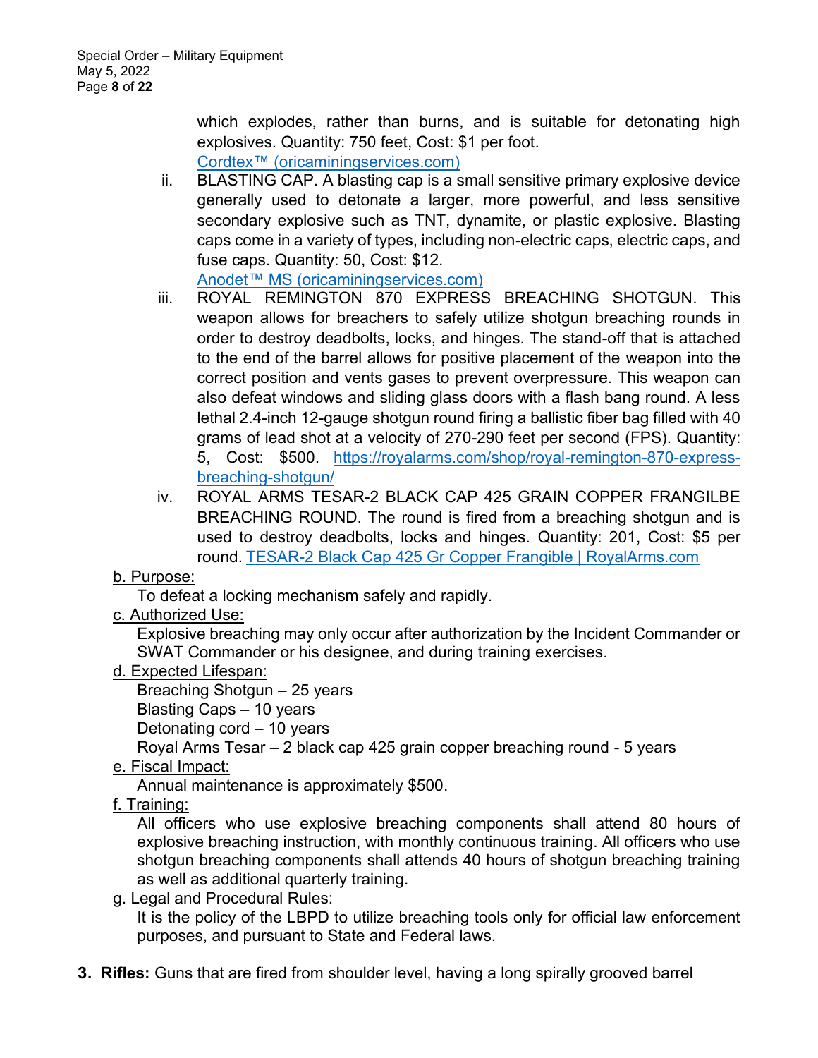which explodes, rather than burns, and is suitable for detonating high explosives. Quantity: 750 feet, Cost: $1 per foot.
[Cordtex™ (oricaminingservices.com)](Cordtex™ (oricaminingservices.com))

ii. BLASTING CAP. A blasting cap is a small sensitive primary explosive device generally used to detonate a larger, more powerful, and less sensitive secondary explosive such as TNT, dynamite, or plastic explosive. Blasting caps come in a variety of types, including non-electric caps, electric caps, and fuse caps. Quantity: 50, Cost: $12.
Anodet™ MS (oricaminingservices.com)

iii. ROYAL REMINGTON 870 EXPRESS BREACHING SHOTGUN. This weapon allows for breachers to safely utilize shotgun breaching rounds in order to destroy deadbolts, locks, and hinges. The stand-off that is attached to the end of the barrel allows for positive placement of the weapon into the correct position and vents gases to prevent overpressure. This weapon can also defeat windows and sliding glass doors with a flash bang round. A less lethal 2.4-inch 12-gauge shotgun round firing a ballistic fiber bag filled with 40 grams of lead shot at a velocity of 270-290 feet per second (FPS). Quantity: 5, Cost: $500. https://royalarms.com/shop/royal-remington-870-express-breaching-shotgun/

iv. ROYAL ARMS TESAR-2 BLACK CAP 425 GRAIN COPPER FRANGILBE BREACHING ROUND. The round is fired from a breaching shotgun and is used to destroy deadbolts, locks and hinges. Quantity: 201, Cost: $5 per round. TESAR-2 Black Cap 425 Gr Copper Frangible | RoyalArms.com

b. Purpose:
To defeat a locking mechanism safely and rapidly.

c. Authorized Use:
Explosive breaching may only occur after authorization by the Incident Commander or SWAT Commander or his designee, and during training exercises.

d. Expected Lifespan:
Breaching Shotgun – 25 years
Blasting Caps – 10 years
Detonating cord – 10 years
Royal Arms Tesar – 2 black cap 425 grain copper breaching round - 5 years

e. Fiscal Impact:
Annual maintenance is approximately $500.

f. Training:
All officers who use explosive breaching components shall attend 80 hours of explosive breaching instruction, with monthly continuous training. All officers who use shotgun breaching components shall attends 40 hours of shotgun breaching training as well as additional quarterly training.

g. Legal and Procedural Rules:
It is the policy of the LBPD to utilize breaching tools only for official law enforcement purposes, and pursuant to State and Federal laws.

**3. Rifles:** Guns that are fired from shoulder level, having a long spirally grooved barrel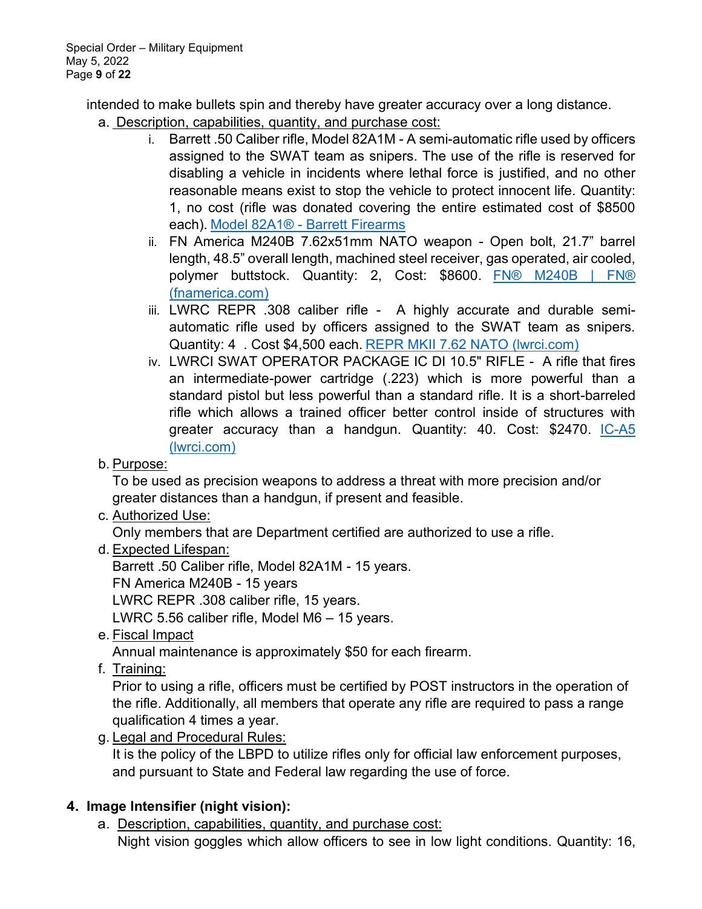intended to make bullets spin and thereby have greater accuracy over a long distance.

a. Description, capabilities, quantity, and purchase cost:

   i. Barrett .50 Caliber rifle, Model 82A1M - A semi-automatic rifle used by officers assigned to the SWAT team as snipers. The use of the rifle is reserved for disabling a vehicle in incidents where lethal force is justified, and no other reasonable means exist to stop the vehicle to protect innocent life. Quantity: 1, no cost (rifle was donated covering the entire estimated cost of $8500 each). [Model 82A1® - Barrett Firearms]

   ii. FN America M240B 7.62x51mm NATO weapon - Open bolt, 21.7" barrel length, 48.5" overall length, machined steel receiver, gas operated, air cooled, polymer buttstock. Quantity: 2, Cost: $8600. [FN® M240B | FN® (fnamerica.com)]

   iii. LWRC REPR .308 caliber rifle - A highly accurate and durable semi-automatic rifle used by officers assigned to the SWAT team as snipers. Quantity: 4 . Cost $4,500 each. [REPR MKII 7.62 NATO (lwrci.com)]

   iv. LWRCI SWAT OPERATOR PACKAGE IC DI 10.5" RIFLE - A rifle that fires an intermediate-power cartridge (.223) which is more powerful than a standard pistol but less powerful than a standard rifle. It is a short-barreled rifle which allows a trained officer better control inside of structures with greater accuracy than a handgun. Quantity: 40. Cost: $2470. [IC-A5 (lwrci.com)]

b. Purpose:
   To be used as precision weapons to address a threat with more precision and/or greater distances than a handgun, if present and feasible.

c. Authorized Use:
   Only members that are Department certified are authorized to use a rifle.

d. Expected Lifespan:
   Barrett .50 Caliber rifle, Model 82A1M - 15 years.
   FN America M240B - 15 years
   LWRC REPR .308 caliber rifle, 15 years.
   LWRC 5.56 caliber rifle, Model M6 – 15 years.

e. Fiscal Impact
   Annual maintenance is approximately $50 for each firearm.

f. Training:
   Prior to using a rifle, officers must be certified by POST instructors in the operation of the rifle. Additionally, all members that operate any rifle are required to pass a range qualification 4 times a year.

g. Legal and Procedural Rules:
   It is the policy of the LBPD to utilize rifles only for official law enforcement purposes, and pursuant to State and Federal law regarding the use of force.

## 4. Image Intensifier (night vision):

a. Description, capabilities, quantity, and purchase cost:
   Night vision goggles which allow officers to see in low light conditions. Quantity: 16,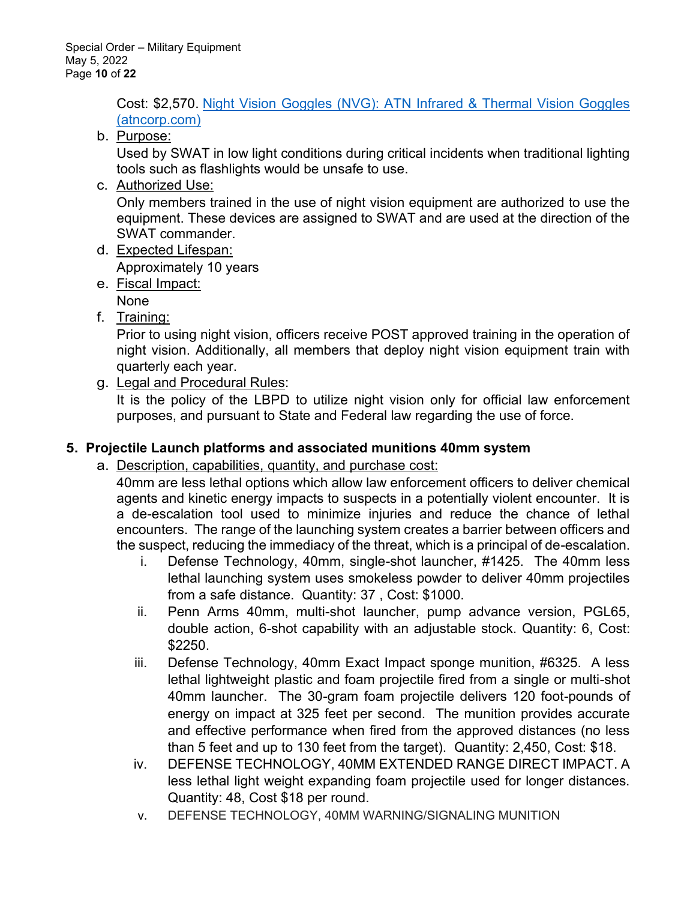Cost: $2,570. [Night Vision Goggles (NVG): ATN Infrared & Thermal Vision Goggles (atncorp.com)](atncorp.com)

b. Purpose:
Used by SWAT in low light conditions during critical incidents when traditional lighting tools such as flashlights would be unsafe to use.

c. Authorized Use:
Only members trained in the use of night vision equipment are authorized to use the equipment. These devices are assigned to SWAT and are used at the direction of the SWAT commander.

d. Expected Lifespan:
Approximately 10 years

e. Fiscal Impact:
None

f. Training:
Prior to using night vision, officers receive POST approved training in the operation of night vision. Additionally, all members that deploy night vision equipment train with quarterly each year.

g. Legal and Procedural Rules:
It is the policy of the LBPD to utilize night vision only for official law enforcement purposes, and pursuant to State and Federal law regarding the use of force.

**5. Projectile Launch platforms and associated munitions 40mm system**

a. Description, capabilities, quantity, and purchase cost:
40mm are less lethal options which allow law enforcement officers to deliver chemical agents and kinetic energy impacts to suspects in a potentially violent encounter. It is a de-escalation tool used to minimize injuries and reduce the chance of lethal encounters. The range of the launching system creates a barrier between officers and the suspect, reducing the immediacy of the threat, which is a principal of de-escalation.

i. Defense Technology, 40mm, single-shot launcher, #1425. The 40mm less lethal launching system uses smokeless powder to deliver 40mm projectiles from a safe distance. Quantity: 37 , Cost: $1000.

ii. Penn Arms 40mm, multi-shot launcher, pump advance version, PGL65, double action, 6-shot capability with an adjustable stock. Quantity: 6, Cost: $2250.

iii. Defense Technology, 40mm Exact Impact sponge munition, #6325. A less lethal lightweight plastic and foam projectile fired from a single or multi-shot 40mm launcher. The 30-gram foam projectile delivers 120 foot-pounds of energy on impact at 325 feet per second. The munition provides accurate and effective performance when fired from the approved distances (no less than 5 feet and up to 130 feet from the target). Quantity: 2,450, Cost: $18.

iv. DEFENSE TECHNOLOGY, 40MM EXTENDED RANGE DIRECT IMPACT. A less lethal light weight expanding foam projectile used for longer distances. Quantity: 48, Cost $18 per round.

v. DEFENSE TECHNOLOGY, 40MM WARNING/SIGNALING MUNITION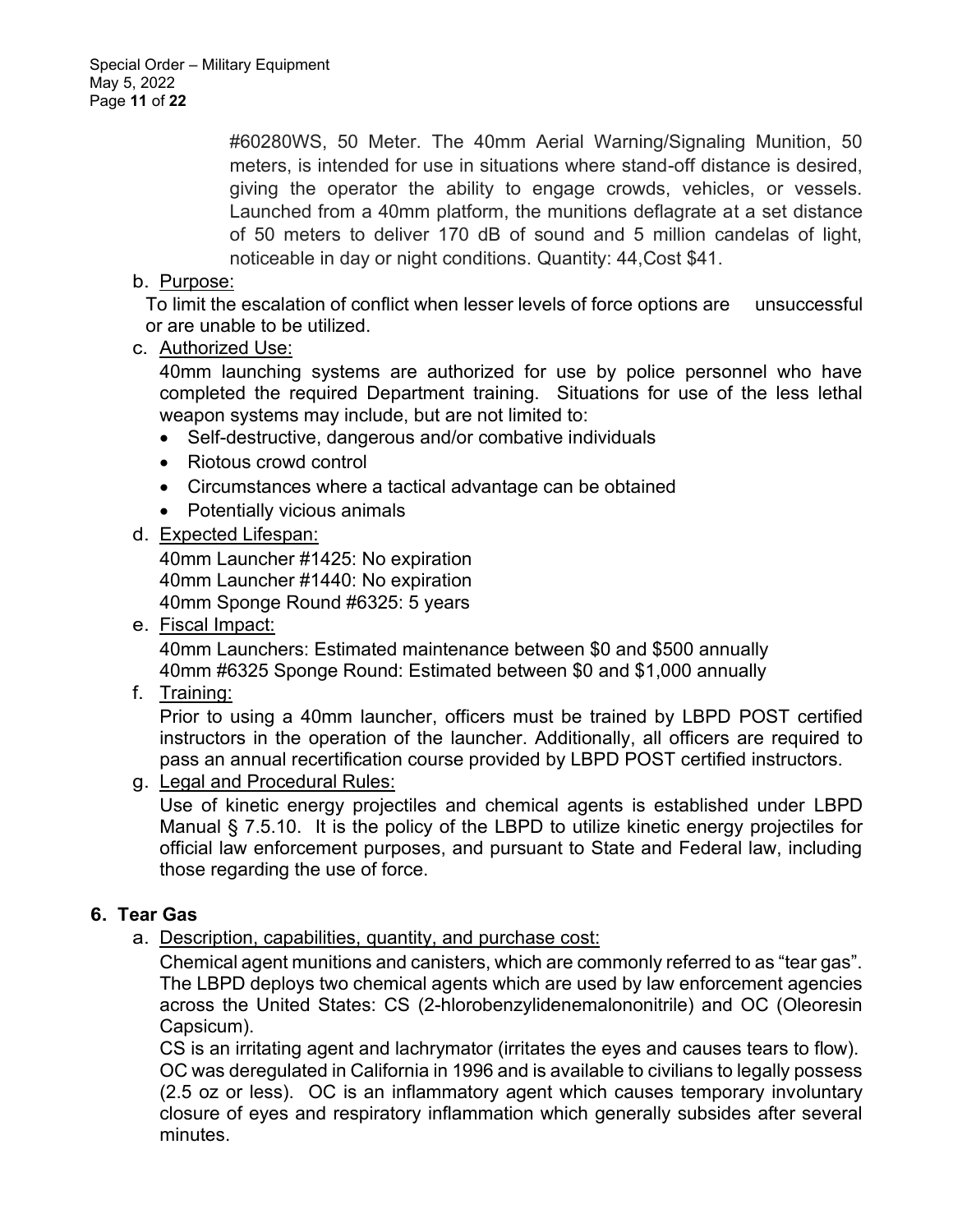#60280WS, 50 Meter. The 40mm Aerial Warning/Signaling Munition, 50 meters, is intended for use in situations where stand-off distance is desired, giving the operator the ability to engage crowds, vehicles, or vessels. Launched from a 40mm platform, the munitions deflagrate at a set distance of 50 meters to deliver 170 dB of sound and 5 million candelas of light, noticeable in day or night conditions. Quantity: 44,Cost $41.

b. Purpose:

To limit the escalation of conflict when lesser levels of force options are unsuccessful or are unable to be utilized.

c. Authorized Use:

40mm launching systems are authorized for use by police personnel who have completed the required Department training. Situations for use of the less lethal weapon systems may include, but are not limited to:

- Self-destructive, dangerous and/or combative individuals
- Riotous crowd control
- Circumstances where a tactical advantage can be obtained
- Potentially vicious animals

d. Expected Lifespan:

40mm Launcher #1425: No expiration
40mm Launcher #1440: No expiration
40mm Sponge Round #6325: 5 years

e. Fiscal Impact:

40mm Launchers: Estimated maintenance between $0 and $500 annually
40mm #6325 Sponge Round: Estimated between $0 and $1,000 annually

f. Training:

Prior to using a 40mm launcher, officers must be trained by LBPD POST certified instructors in the operation of the launcher. Additionally, all officers are required to pass an annual recertification course provided by LBPD POST certified instructors.

g. Legal and Procedural Rules:

Use of kinetic energy projectiles and chemical agents is established under LBPD Manual § 7.5.10. It is the policy of the LBPD to utilize kinetic energy projectiles for official law enforcement purposes, and pursuant to State and Federal law, including those regarding the use of force.

## 6. Tear Gas

a. Description, capabilities, quantity, and purchase cost:

Chemical agent munitions and canisters, which are commonly referred to as "tear gas". The LBPD deploys two chemical agents which are used by law enforcement agencies across the United States: CS (2-hlorobenzylidenemalononitrile) and OC (Oleoresin Capsicum).

CS is an irritating agent and lachrymator (irritates the eyes and causes tears to flow). OC was deregulated in California in 1996 and is available to civilians to legally possess (2.5 oz or less). OC is an inflammatory agent which causes temporary involuntary closure of eyes and respiratory inflammation which generally subsides after several minutes.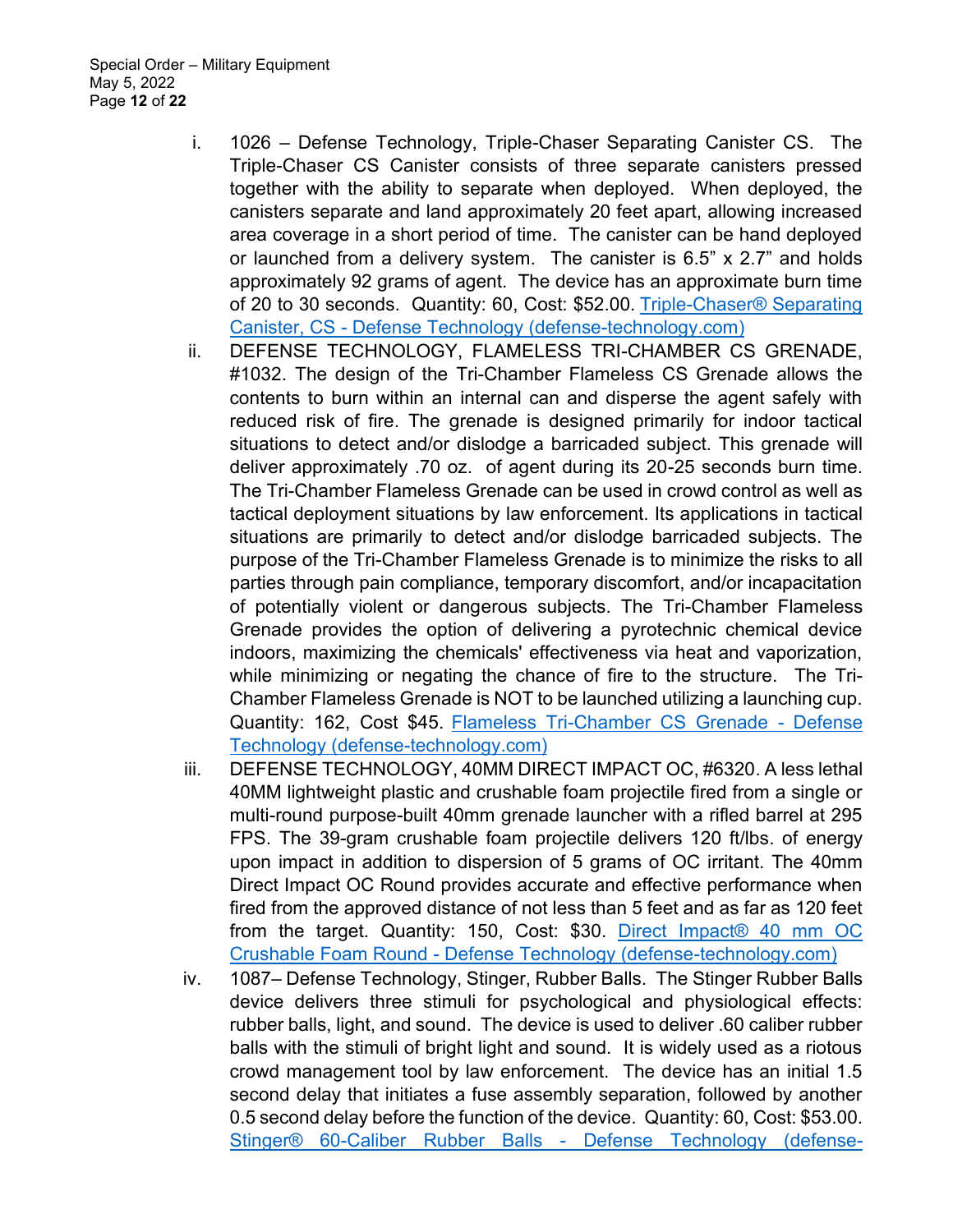i. 1026 – Defense Technology, Triple-Chaser Separating Canister CS. The Triple-Chaser CS Canister consists of three separate canisters pressed together with the ability to separate when deployed. When deployed, the canisters separate and land approximately 20 feet apart, allowing increased area coverage in a short period of time. The canister can be hand deployed or launched from a delivery system. The canister is 6.5" x 2.7" and holds approximately 92 grams of agent. The device has an approximate burn time of 20 to 30 seconds. Quantity: 60, Cost: $52.00. [Triple-Chaser® Separating Canister, CS - Defense Technology (defense-technology.com)]

ii. DEFENSE TECHNOLOGY, FLAMELESS TRI-CHAMBER CS GRENADE, #1032. The design of the Tri-Chamber Flameless CS Grenade allows the contents to burn within an internal can and disperse the agent safely with reduced risk of fire. The grenade is designed primarily for indoor tactical situations to detect and/or dislodge a barricaded subject. This grenade will deliver approximately .70 oz. of agent during its 20-25 seconds burn time. The Tri-Chamber Flameless Grenade can be used in crowd control as well as tactical deployment situations by law enforcement. Its applications in tactical situations are primarily to detect and/or dislodge barricaded subjects. The purpose of the Tri-Chamber Flameless Grenade is to minimize the risks to all parties through pain compliance, temporary discomfort, and/or incapacitation of potentially violent or dangerous subjects. The Tri-Chamber Flameless Grenade provides the option of delivering a pyrotechnic chemical device indoors, maximizing the chemicals' effectiveness via heat and vaporization, while minimizing or negating the chance of fire to the structure. The Tri-Chamber Flameless Grenade is NOT to be launched utilizing a launching cup. Quantity: 162, Cost $45. [Flameless Tri-Chamber CS Grenade - Defense Technology (defense-technology.com)]

iii. DEFENSE TECHNOLOGY, 40MM DIRECT IMPACT OC, #6320. A less lethal 40MM lightweight plastic and crushable foam projectile fired from a single or multi-round purpose-built 40mm grenade launcher with a rifled barrel at 295 FPS. The 39-gram crushable foam projectile delivers 120 ft/lbs. of energy upon impact in addition to dispersion of 5 grams of OC irritant. The 40mm Direct Impact OC Round provides accurate and effective performance when fired from the approved distance of not less than 5 feet and as far as 120 feet from the target. Quantity: 150, Cost: $30. [Direct Impact® 40 mm OC Crushable Foam Round - Defense Technology (defense-technology.com)]

iv. 1087– Defense Technology, Stinger, Rubber Balls. The Stinger Rubber Balls device delivers three stimuli for psychological and physiological effects: rubber balls, light, and sound. The device is used to deliver .60 caliber rubber balls with the stimuli of bright light and sound. It is widely used as a riotous crowd management tool by law enforcement. The device has an initial 1.5 second delay that initiates a fuse assembly separation, followed by another 0.5 second delay before the function of the device. Quantity: 60, Cost: $53.00. [Stinger® 60-Caliber Rubber Balls - Defense Technology (defense-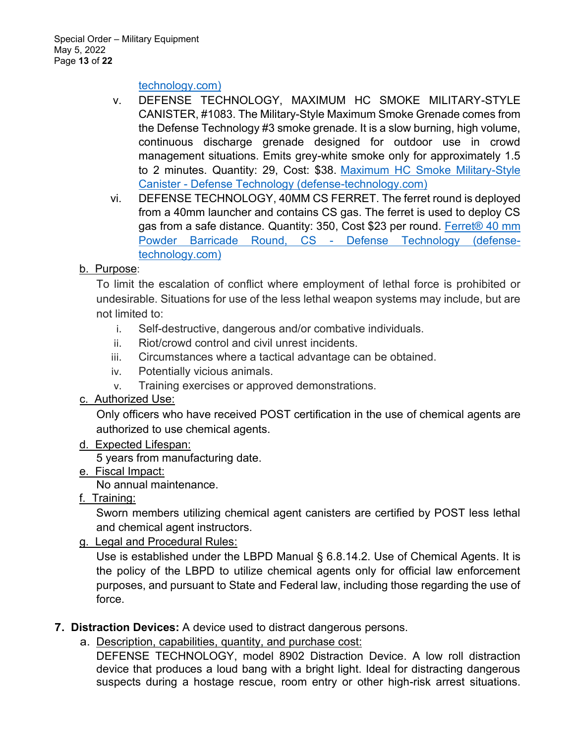technology.com)

v. DEFENSE TECHNOLOGY, MAXIMUM HC SMOKE MILITARY-STYLE CANISTER, #1083. The Military-Style Maximum Smoke Grenade comes from the Defense Technology #3 smoke grenade. It is a slow burning, high volume, continuous discharge grenade designed for outdoor use in crowd management situations. Emits grey-white smoke only for approximately 1.5 to 2 minutes. Quantity: 29, Cost: $38. Maximum HC Smoke Military-Style Canister - Defense Technology (defense-technology.com)

vi. DEFENSE TECHNOLOGY, 40MM CS FERRET. The ferret round is deployed from a 40mm launcher and contains CS gas. The ferret is used to deploy CS gas from a safe distance. Quantity: 350, Cost $23 per round. Ferret® 40 mm Powder Barricade Round, CS - Defense Technology (defense-technology.com)

b. Purpose:

To limit the escalation of conflict where employment of lethal force is prohibited or undesirable. Situations for use of the less lethal weapon systems may include, but are not limited to:

i. Self-destructive, dangerous and/or combative individuals.
ii. Riot/crowd control and civil unrest incidents.
iii. Circumstances where a tactical advantage can be obtained.
iv. Potentially vicious animals.
v. Training exercises or approved demonstrations.

c. Authorized Use:

Only officers who have received POST certification in the use of chemical agents are authorized to use chemical agents.

d. Expected Lifespan:

5 years from manufacturing date.

e. Fiscal Impact:

No annual maintenance.

f. Training:

Sworn members utilizing chemical agent canisters are certified by POST less lethal and chemical agent instructors.

g. Legal and Procedural Rules:

Use is established under the LBPD Manual § 6.8.14.2. Use of Chemical Agents. It is the policy of the LBPD to utilize chemical agents only for official law enforcement purposes, and pursuant to State and Federal law, including those regarding the use of force.

**7. Distraction Devices:** A device used to distract dangerous persons.

a. Description, capabilities, quantity, and purchase cost:

DEFENSE TECHNOLOGY, model 8902 Distraction Device. A low roll distraction device that produces a loud bang with a bright light. Ideal for distracting dangerous suspects during a hostage rescue, room entry or other high-risk arrest situations.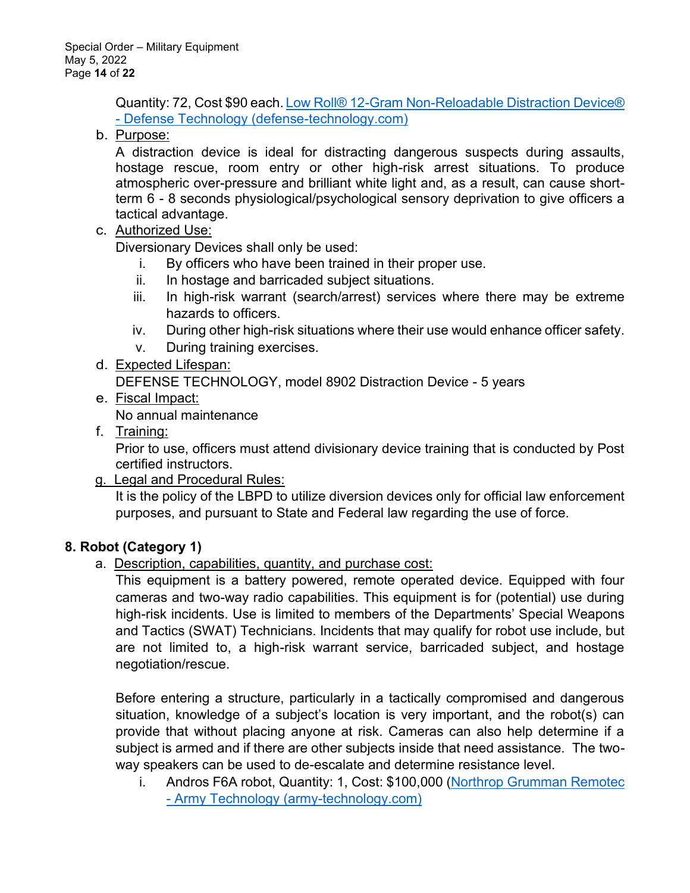Quantity: 72, Cost $90 each. [Low Roll® 12-Gram Non-Reloadable Distraction Device® - Defense Technology (defense-technology.com)]

b. Purpose:
A distraction device is ideal for distracting dangerous suspects during assaults, hostage rescue, room entry or other high-risk arrest situations. To produce atmospheric over-pressure and brilliant white light and, as a result, can cause short-term 6 - 8 seconds physiological/psychological sensory deprivation to give officers a tactical advantage.

c. Authorized Use:
Diversionary Devices shall only be used:
   i. By officers who have been trained in their proper use.
   ii. In hostage and barricaded subject situations.
   iii. In high-risk warrant (search/arrest) services where there may be extreme hazards to officers.
   iv. During other high-risk situations where their use would enhance officer safety.
   v. During training exercises.

d. Expected Lifespan:
DEFENSE TECHNOLOGY, model 8902 Distraction Device - 5 years

e. Fiscal Impact:
No annual maintenance

f. Training:
Prior to use, officers must attend divisionary device training that is conducted by Post certified instructors.

g. Legal and Procedural Rules:
It is the policy of the LBPD to utilize diversion devices only for official law enforcement purposes, and pursuant to State and Federal law regarding the use of force.

## 8. Robot (Category 1)

a. Description, capabilities, quantity, and purchase cost:
This equipment is a battery powered, remote operated device. Equipped with four cameras and two-way radio capabilities. This equipment is for (potential) use during high-risk incidents. Use is limited to members of the Departments' Special Weapons and Tactics (SWAT) Technicians. Incidents that may qualify for robot use include, but are not limited to, a high-risk warrant service, barricaded subject, and hostage negotiation/rescue.

Before entering a structure, particularly in a tactically compromised and dangerous situation, knowledge of a subject's location is very important, and the robot(s) can provide that without placing anyone at risk. Cameras can also help determine if a subject is armed and if there are other subjects inside that need assistance. The two-way speakers can be used to de-escalate and determine resistance level.

   i. Andros F6A robot, Quantity: 1, Cost: $100,000 ([Northrop Grumman Remotec - Army Technology (army-technology.com)])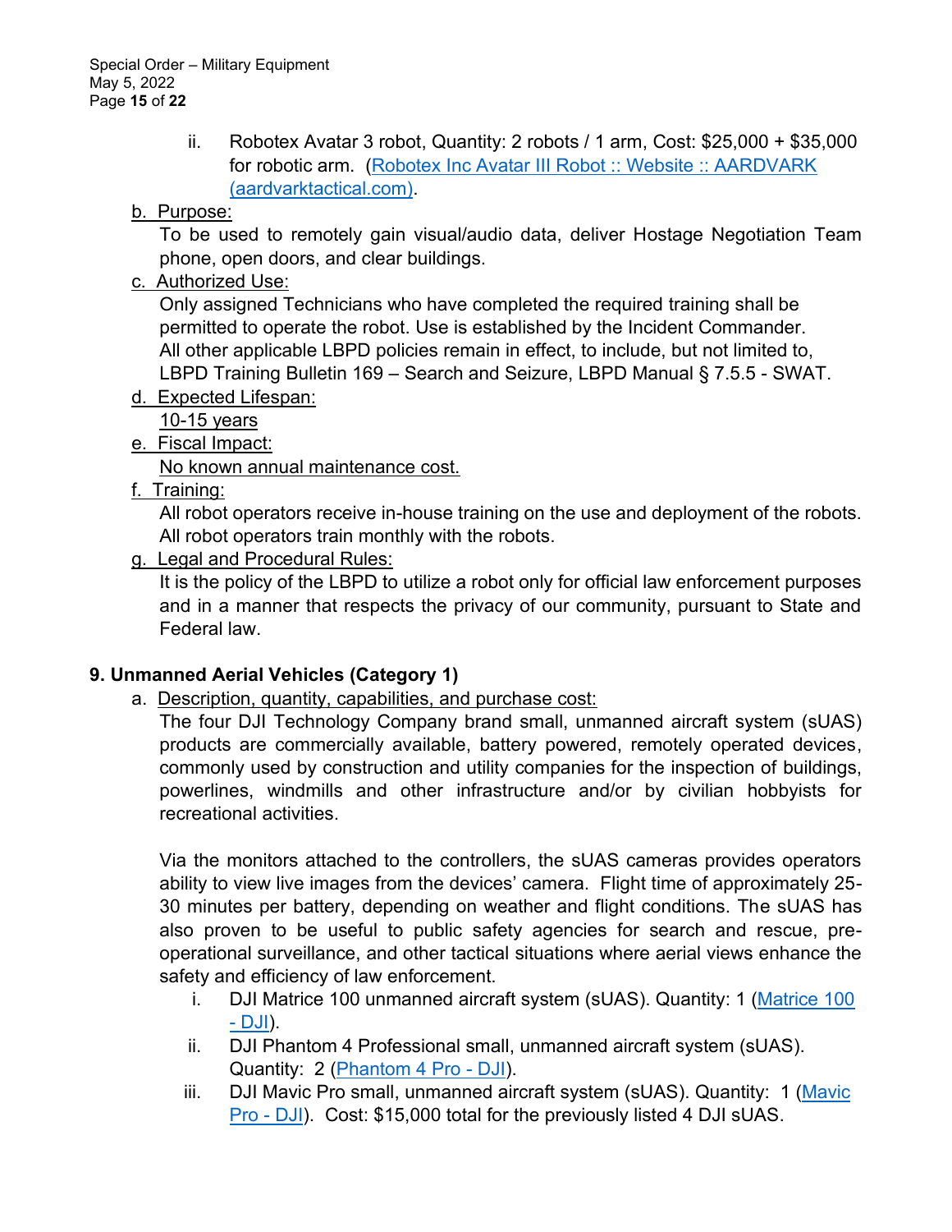ii. Robotex Avatar 3 robot, Quantity: 2 robots / 1 arm, Cost: $25,000 + $35,000 for robotic arm. (Robotex Inc Avatar III Robot :: Website :: AARDVARK (aardvarktactical.com)).

b. Purpose:

To be used to remotely gain visual/audio data, deliver Hostage Negotiation Team phone, open doors, and clear buildings.

c. Authorized Use:

Only assigned Technicians who have completed the required training shall be permitted to operate the robot. Use is established by the Incident Commander. All other applicable LBPD policies remain in effect, to include, but not limited to, LBPD Training Bulletin 169 – Search and Seizure, LBPD Manual § 7.5.5 - SWAT.

d. Expected Lifespan:

10-15 years

e. Fiscal Impact:

No known annual maintenance cost.

f. Training:

All robot operators receive in-house training on the use and deployment of the robots. All robot operators train monthly with the robots.

g. Legal and Procedural Rules:

It is the policy of the LBPD to utilize a robot only for official law enforcement purposes and in a manner that respects the privacy of our community, pursuant to State and Federal law.

## 9. Unmanned Aerial Vehicles (Category 1)

a. Description, quantity, capabilities, and purchase cost:

The four DJI Technology Company brand small, unmanned aircraft system (sUAS) products are commercially available, battery powered, remotely operated devices, commonly used by construction and utility companies for the inspection of buildings, powerlines, windmills and other infrastructure and/or by civilian hobbyists for recreational activities.

Via the monitors attached to the controllers, the sUAS cameras provides operators ability to view live images from the devices' camera. Flight time of approximately 25-30 minutes per battery, depending on weather and flight conditions. The sUAS has also proven to be useful to public safety agencies for search and rescue, pre-operational surveillance, and other tactical situations where aerial views enhance the safety and efficiency of law enforcement.

i. DJI Matrice 100 unmanned aircraft system (sUAS). Quantity: 1 (Matrice 100 - DJI).

ii. DJI Phantom 4 Professional small, unmanned aircraft system (sUAS). Quantity: 2 (Phantom 4 Pro - DJI).

iii. DJI Mavic Pro small, unmanned aircraft system (sUAS). Quantity: 1 (Mavic Pro - DJI). Cost: $15,000 total for the previously listed 4 DJI sUAS.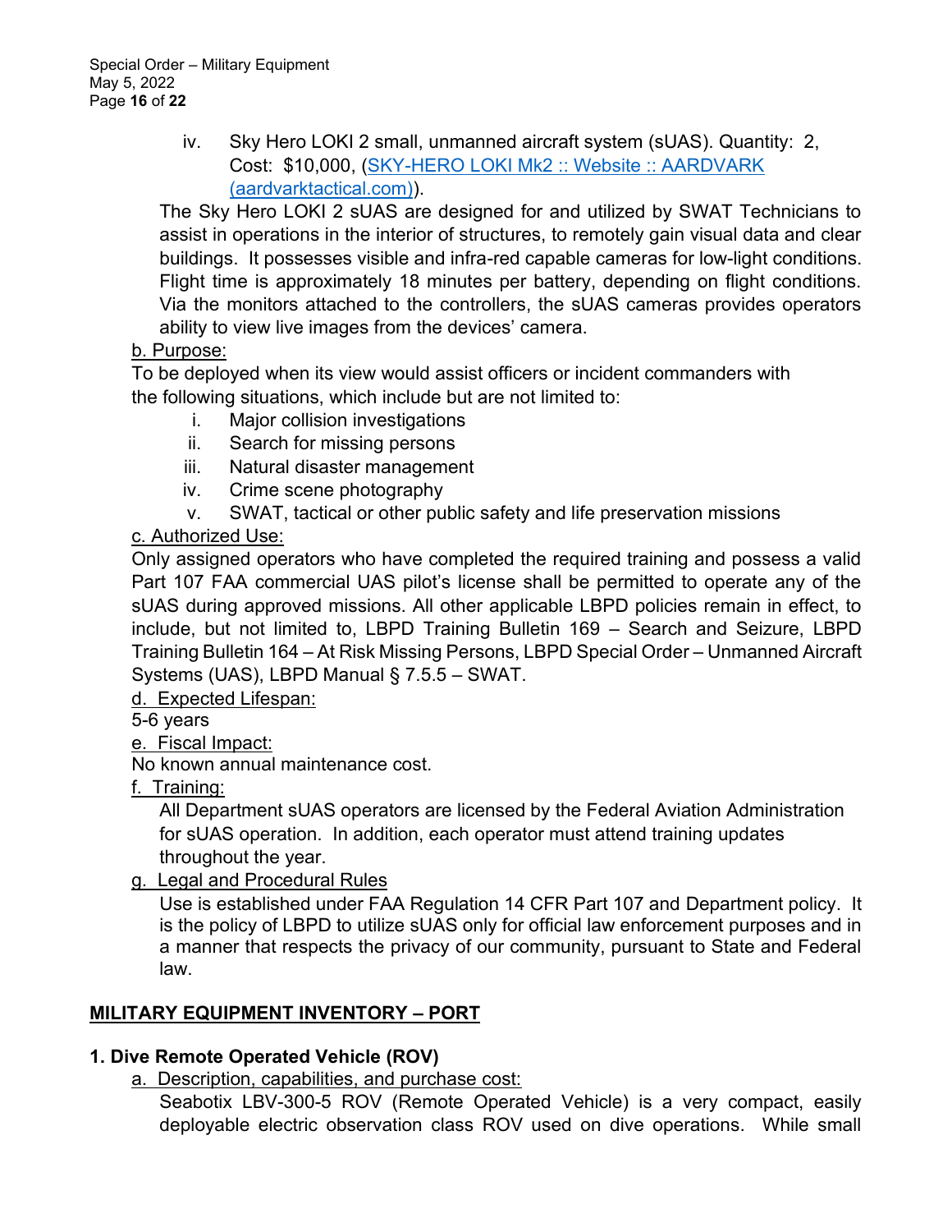iv. Sky Hero LOKI 2 small, unmanned aircraft system (sUAS). Quantity: 2, Cost: $10,000, ([SKY-HERO LOKI Mk2 :: Website :: AARDVARK (aardvarktactical.com)](aardvarktactical.com)).

The Sky Hero LOKI 2 sUAS are designed for and utilized by SWAT Technicians to assist in operations in the interior of structures, to remotely gain visual data and clear buildings. It possesses visible and infra-red capable cameras for low-light conditions. Flight time is approximately 18 minutes per battery, depending on flight conditions. Via the monitors attached to the controllers, the sUAS cameras provides operators ability to view live images from the devices' camera.

b. Purpose:

To be deployed when its view would assist officers or incident commanders with the following situations, which include but are not limited to:

i. Major collision investigations
ii. Search for missing persons
iii. Natural disaster management
iv. Crime scene photography
v. SWAT, tactical or other public safety and life preservation missions

c. Authorized Use:

Only assigned operators who have completed the required training and possess a valid Part 107 FAA commercial UAS pilot's license shall be permitted to operate any of the sUAS during approved missions. All other applicable LBPD policies remain in effect, to include, but not limited to, LBPD Training Bulletin 169 – Search and Seizure, LBPD Training Bulletin 164 – At Risk Missing Persons, LBPD Special Order – Unmanned Aircraft Systems (UAS), LBPD Manual § 7.5.5 – SWAT.

d. Expected Lifespan:

5-6 years

e. Fiscal Impact:

No known annual maintenance cost.

f. Training:

All Department sUAS operators are licensed by the Federal Aviation Administration for sUAS operation. In addition, each operator must attend training updates throughout the year.

g. Legal and Procedural Rules

Use is established under FAA Regulation 14 CFR Part 107 and Department policy. It is the policy of LBPD to utilize sUAS only for official law enforcement purposes and in a manner that respects the privacy of our community, pursuant to State and Federal law.

## MILITARY EQUIPMENT INVENTORY – PORT

### 1. Dive Remote Operated Vehicle (ROV)

a. Description, capabilities, and purchase cost:

Seabotix LBV-300-5 ROV (Remote Operated Vehicle) is a very compact, easily deployable electric observation class ROV used on dive operations. While small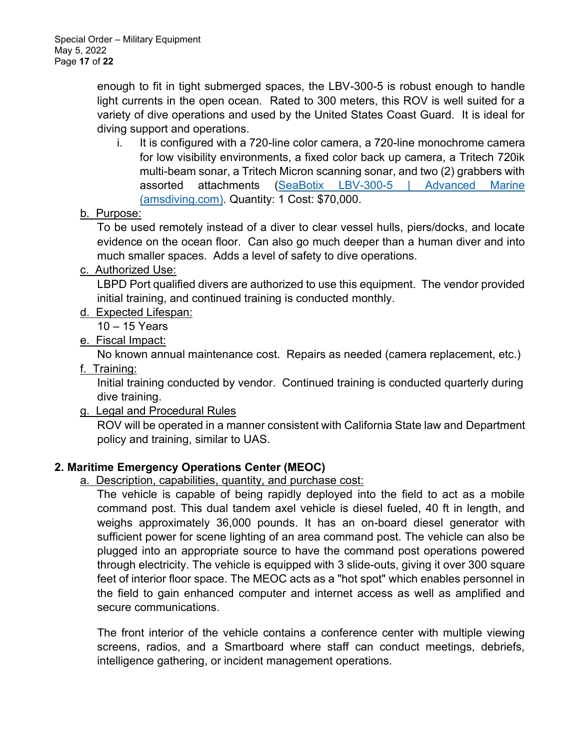enough to fit in tight submerged spaces, the LBV-300-5 is robust enough to handle light currents in the open ocean. Rated to 300 meters, this ROV is well suited for a variety of dive operations and used by the United States Coast Guard. It is ideal for diving support and operations.

   i. It is configured with a 720-line color camera, a 720-line monochrome camera for low visibility environments, a fixed color back up camera, a Tritech 720ik multi-beam sonar, a Tritech Micron scanning sonar, and two (2) grabbers with assorted attachments ([SeaBotix LBV-300-5 | Advanced Marine (amsdiving.com)](amsdiving.com)). Quantity: 1 Cost: $70,000.

b. Purpose:

To be used remotely instead of a diver to clear vessel hulls, piers/docks, and locate evidence on the ocean floor. Can also go much deeper than a human diver and into much smaller spaces. Adds a level of safety to dive operations.

c. Authorized Use:

LBPD Port qualified divers are authorized to use this equipment. The vendor provided initial training, and continued training is conducted monthly.

d. Expected Lifespan:

10 – 15 Years

e. Fiscal Impact:

No known annual maintenance cost. Repairs as needed (camera replacement, etc.)

f. Training:

Initial training conducted by vendor. Continued training is conducted quarterly during dive training.

g. Legal and Procedural Rules

ROV will be operated in a manner consistent with California State law and Department policy and training, similar to UAS.

**2. Maritime Emergency Operations Center (MEOC)**

a. Description, capabilities, quantity, and purchase cost:

The vehicle is capable of being rapidly deployed into the field to act as a mobile command post. This dual tandem axel vehicle is diesel fueled, 40 ft in length, and weighs approximately 36,000 pounds. It has an on-board diesel generator with sufficient power for scene lighting of an area command post. The vehicle can also be plugged into an appropriate source to have the command post operations powered through electricity. The vehicle is equipped with 3 slide-outs, giving it over 300 square feet of interior floor space. The MEOC acts as a "hot spot" which enables personnel in the field to gain enhanced computer and internet access as well as amplified and secure communications.

The front interior of the vehicle contains a conference center with multiple viewing screens, radios, and a Smartboard where staff can conduct meetings, debriefs, intelligence gathering, or incident management operations.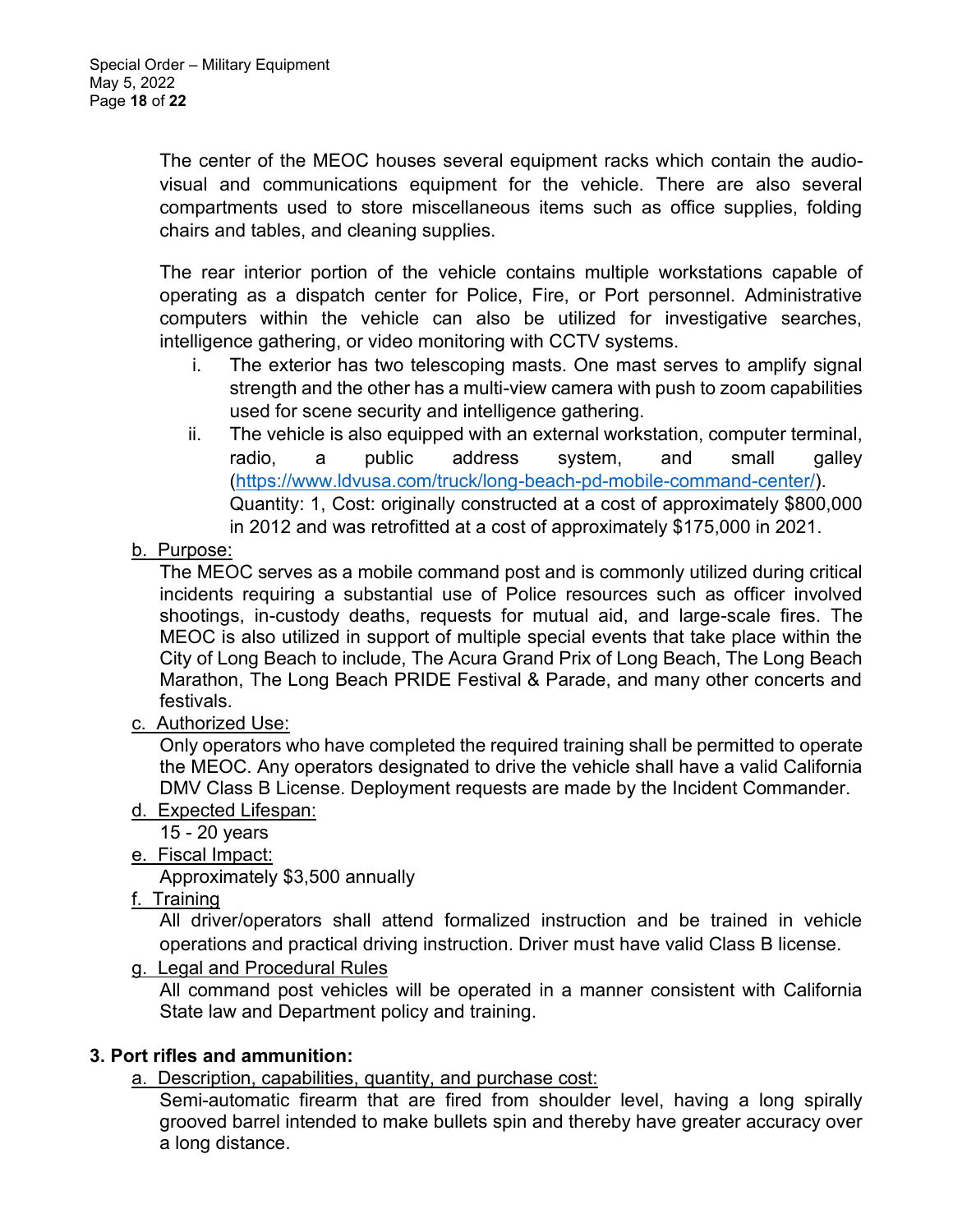The center of the MEOC houses several equipment racks which contain the audio-visual and communications equipment for the vehicle. There are also several compartments used to store miscellaneous items such as office supplies, folding chairs and tables, and cleaning supplies.

The rear interior portion of the vehicle contains multiple workstations capable of operating as a dispatch center for Police, Fire, or Port personnel. Administrative computers within the vehicle can also be utilized for investigative searches, intelligence gathering, or video monitoring with CCTV systems.

i. The exterior has two telescoping masts. One mast serves to amplify signal strength and the other has a multi-view camera with push to zoom capabilities used for scene security and intelligence gathering.
ii. The vehicle is also equipped with an external workstation, computer terminal, radio, a public address system, and small galley ([https://www.ldvusa.com/truck/long-beach-pd-mobile-command-center/](https://www.ldvusa.com/truck/long-beach-pd-mobile-command-center/)). Quantity: 1, Cost: originally constructed at a cost of approximately $800,000 in 2012 and was retrofitted at a cost of approximately $175,000 in 2021.

b. <u>Purpose:</u>
The MEOC serves as a mobile command post and is commonly utilized during critical incidents requiring a substantial use of Police resources such as officer involved shootings, in-custody deaths, requests for mutual aid, and large-scale fires. The MEOC is also utilized in support of multiple special events that take place within the City of Long Beach to include, The Acura Grand Prix of Long Beach, The Long Beach Marathon, The Long Beach PRIDE Festival & Parade, and many other concerts and festivals.

c. <u>Authorized Use:</u>
Only operators who have completed the required training shall be permitted to operate the MEOC. Any operators designated to drive the vehicle shall have a valid California DMV Class B License. Deployment requests are made by the Incident Commander.

d. <u>Expected Lifespan:</u>
15 - 20 years

e. <u>Fiscal Impact:</u>
Approximately $3,500 annually

f. <u>Training</u>
All driver/operators shall attend formalized instruction and be trained in vehicle operations and practical driving instruction. Driver must have valid Class B license.

g. <u>Legal and Procedural Rules</u>
All command post vehicles will be operated in a manner consistent with California State law and Department policy and training.

**3. Port rifles and ammunition:**

a. <u>Description, capabilities, quantity, and purchase cost:</u>
Semi-automatic firearm that are fired from shoulder level, having a long spirally grooved barrel intended to make bullets spin and thereby have greater accuracy over a long distance.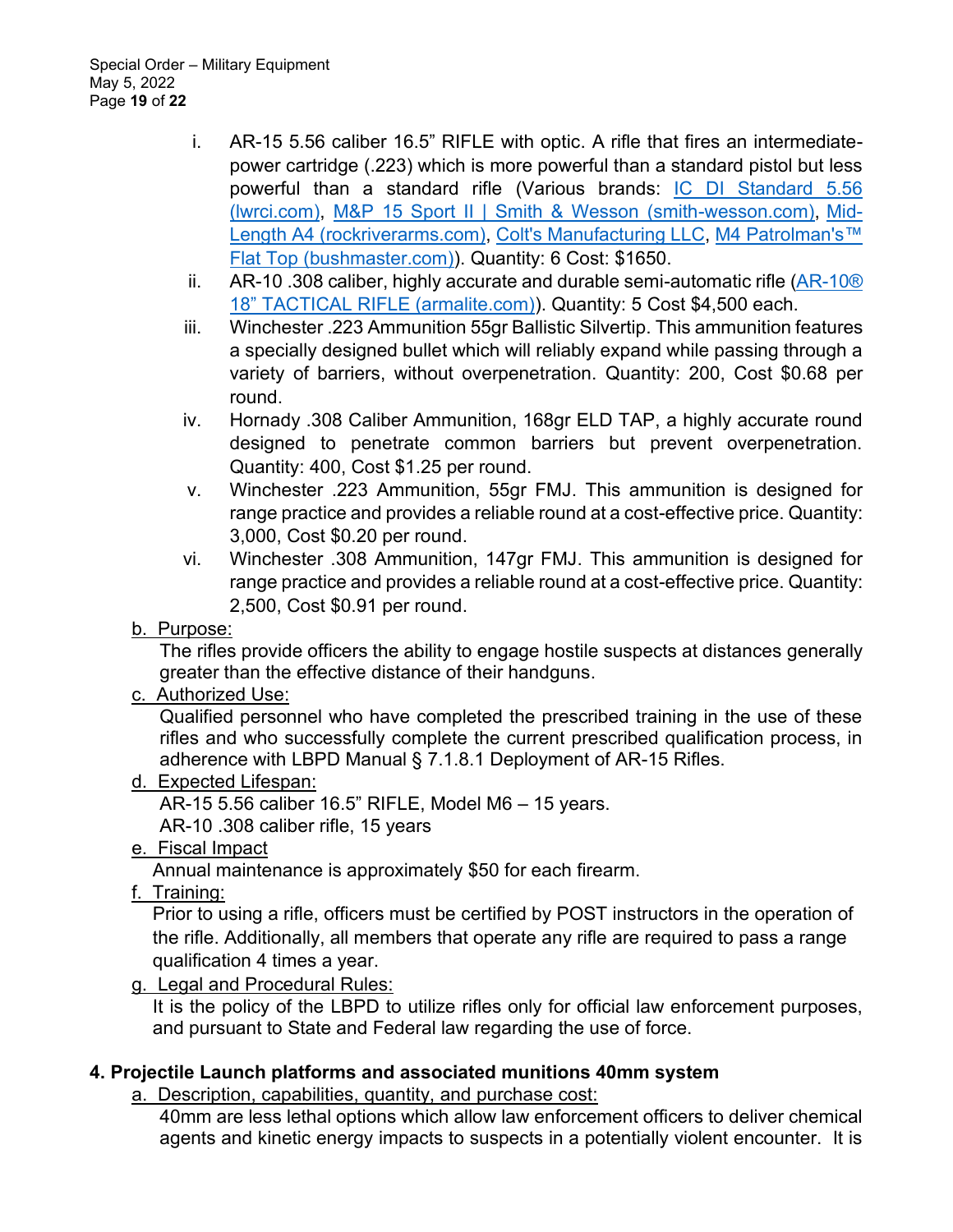i. AR-15 5.56 caliber 16.5" RIFLE with optic. A rifle that fires an intermediate-power cartridge (.223) which is more powerful than a standard pistol but less powerful than a standard rifle (Various brands: IC DI Standard 5.56 (lwrci.com), M&P 15 Sport II | Smith & Wesson (smith-wesson.com), Mid-Length A4 (rockriverarms.com), Colt's Manufacturing LLC, M4 Patrolman's™ Flat Top (bushmaster.com)). Quantity: 6 Cost: $1650.

ii. AR-10 .308 caliber, highly accurate and durable semi-automatic rifle (AR-10® 18" TACTICAL RIFLE (armalite.com)). Quantity: 5 Cost $4,500 each.

iii. Winchester .223 Ammunition 55gr Ballistic Silvertip. This ammunition features a specially designed bullet which will reliably expand while passing through a variety of barriers, without overpenetration. Quantity: 200, Cost $0.68 per round.

iv. Hornady .308 Caliber Ammunition, 168gr ELD TAP, a highly accurate round designed to penetrate common barriers but prevent overpenetration. Quantity: 400, Cost $1.25 per round.

v. Winchester .223 Ammunition, 55gr FMJ. This ammunition is designed for range practice and provides a reliable round at a cost-effective price. Quantity: 3,000, Cost $0.20 per round.

vi. Winchester .308 Ammunition, 147gr FMJ. This ammunition is designed for range practice and provides a reliable round at a cost-effective price. Quantity: 2,500, Cost $0.91 per round.

b. <u>Purpose:</u>

The rifles provide officers the ability to engage hostile suspects at distances generally greater than the effective distance of their handguns.

c. <u>Authorized Use:</u>

Qualified personnel who have completed the prescribed training in the use of these rifles and who successfully complete the current prescribed qualification process, in adherence with LBPD Manual § 7.1.8.1 Deployment of AR-15 Rifles.

d. <u>Expected Lifespan:</u>

AR-15 5.56 caliber 16.5" RIFLE, Model M6 – 15 years.
AR-10 .308 caliber rifle, 15 years

e. <u>Fiscal Impact</u>

Annual maintenance is approximately $50 for each firearm.

f. <u>Training:</u>

Prior to using a rifle, officers must be certified by POST instructors in the operation of the rifle. Additionally, all members that operate any rifle are required to pass a range qualification 4 times a year.

g. <u>Legal and Procedural Rules:</u>

It is the policy of the LBPD to utilize rifles only for official law enforcement purposes, and pursuant to State and Federal law regarding the use of force.

## 4. Projectile Launch platforms and associated munitions 40mm system

a. <u>Description, capabilities, quantity, and purchase cost:</u>

40mm are less lethal options which allow law enforcement officers to deliver chemical agents and kinetic energy impacts to suspects in a potentially violent encounter. It is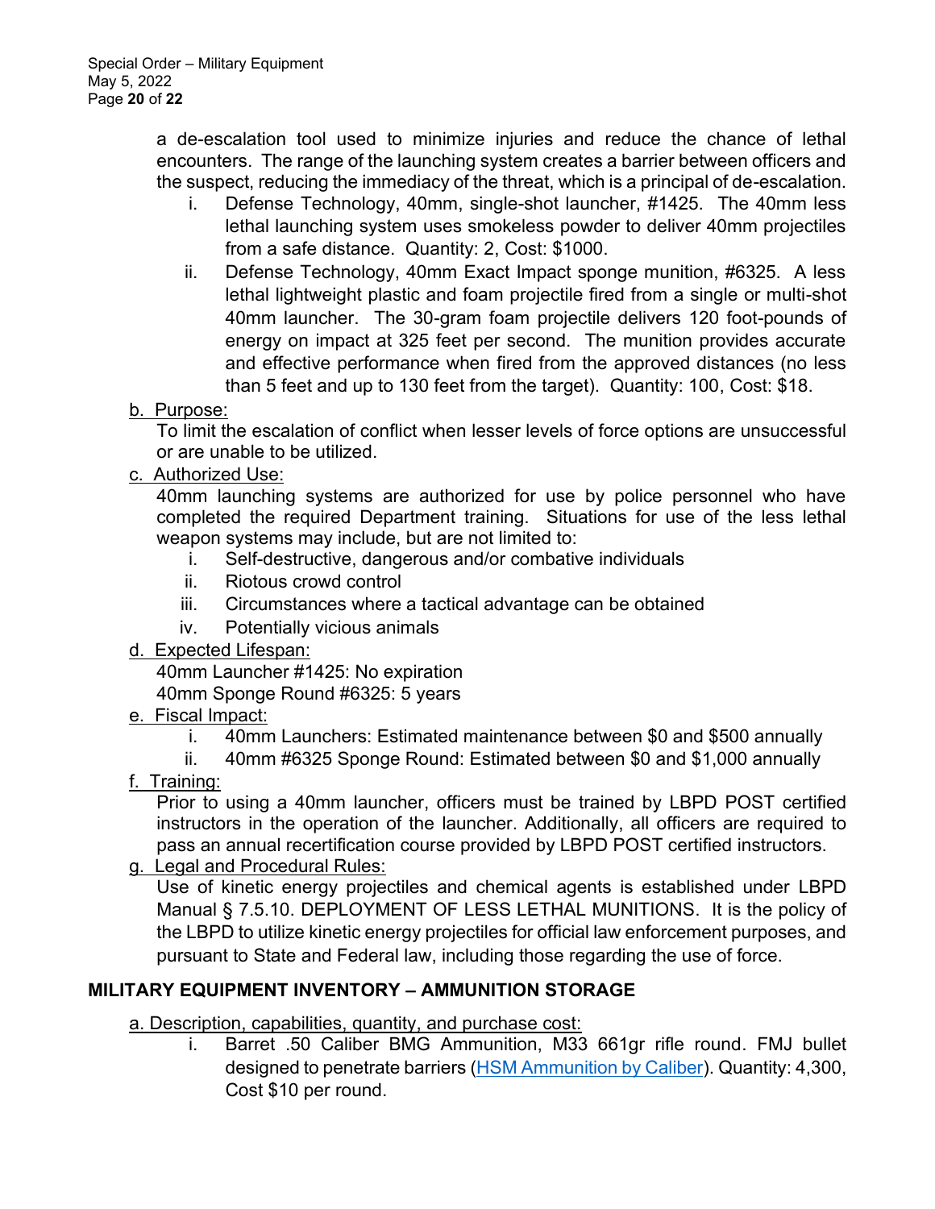a de-escalation tool used to minimize injuries and reduce the chance of lethal encounters. The range of the launching system creates a barrier between officers and the suspect, reducing the immediacy of the threat, which is a principal of de-escalation.

i. Defense Technology, 40mm, single-shot launcher, #1425. The 40mm less lethal launching system uses smokeless powder to deliver 40mm projectiles from a safe distance. Quantity: 2, Cost: $1000.

ii. Defense Technology, 40mm Exact Impact sponge munition, #6325. A less lethal lightweight plastic and foam projectile fired from a single or multi-shot 40mm launcher. The 30-gram foam projectile delivers 120 foot-pounds of energy on impact at 325 feet per second. The munition provides accurate and effective performance when fired from the approved distances (no less than 5 feet and up to 130 feet from the target). Quantity: 100, Cost: $18.

b. Purpose:

To limit the escalation of conflict when lesser levels of force options are unsuccessful or are unable to be utilized.

c. Authorized Use:

40mm launching systems are authorized for use by police personnel who have completed the required Department training. Situations for use of the less lethal weapon systems may include, but are not limited to:

i. Self-destructive, dangerous and/or combative individuals
ii. Riotous crowd control
iii. Circumstances where a tactical advantage can be obtained
iv. Potentially vicious animals

d. Expected Lifespan:

40mm Launcher #1425: No expiration
40mm Sponge Round #6325: 5 years

e. Fiscal Impact:

i. 40mm Launchers: Estimated maintenance between $0 and $500 annually
ii. 40mm #6325 Sponge Round: Estimated between $0 and $1,000 annually

f. Training:

Prior to using a 40mm launcher, officers must be trained by LBPD POST certified instructors in the operation of the launcher. Additionally, all officers are required to pass an annual recertification course provided by LBPD POST certified instructors.

g. Legal and Procedural Rules:

Use of kinetic energy projectiles and chemical agents is established under LBPD Manual § 7.5.10. DEPLOYMENT OF LESS LETHAL MUNITIONS. It is the policy of the LBPD to utilize kinetic energy projectiles for official law enforcement purposes, and pursuant to State and Federal law, including those regarding the use of force.

## MILITARY EQUIPMENT INVENTORY – AMMUNITION STORAGE

a. Description, capabilities, quantity, and purchase cost:

i. Barret .50 Caliber BMG Ammunition, M33 661gr rifle round. FMJ bullet designed to penetrate barriers (HSM Ammunition by Caliber). Quantity: 4,300, Cost $10 per round.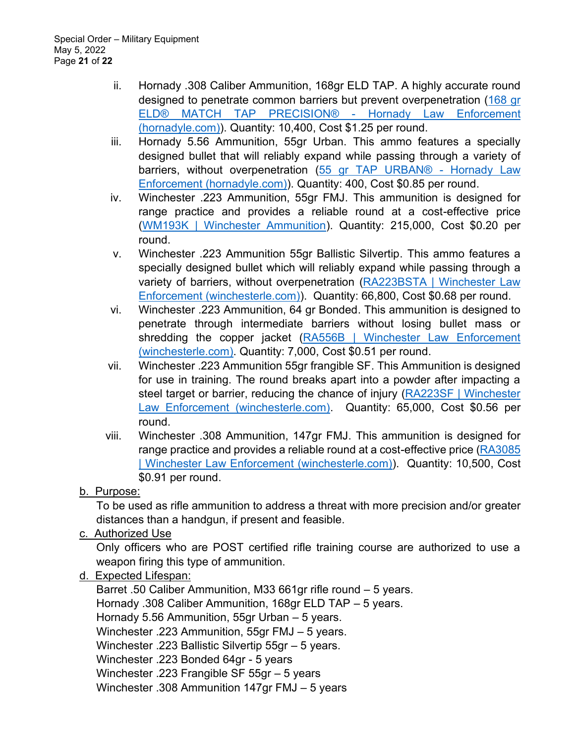ii. Hornady .308 Caliber Ammunition, 168gr ELD TAP. A highly accurate round designed to penetrate common barriers but prevent overpenetration (168 gr ELD® MATCH TAP PRECISION® - Hornady Law Enforcement (hornadyle.com)). Quantity: 10,400, Cost $1.25 per round.

iii. Hornady 5.56 Ammunition, 55gr Urban. This ammo features a specially designed bullet that will reliably expand while passing through a variety of barriers, without overpenetration (55 gr TAP URBAN® - Hornady Law Enforcement (hornadyle.com)). Quantity: 400, Cost $0.85 per round.

iv. Winchester .223 Ammunition, 55gr FMJ. This ammunition is designed for range practice and provides a reliable round at a cost-effective price (WM193K | Winchester Ammunition). Quantity: 215,000, Cost $0.20 per round.

v. Winchester .223 Ammunition 55gr Ballistic Silvertip. This ammo features a specially designed bullet which will reliably expand while passing through a variety of barriers, without overpenetration (RA223BSTA | Winchester Law Enforcement (winchesterle.com)). Quantity: 66,800, Cost $0.68 per round.

vi. Winchester .223 Ammunition, 64 gr Bonded. This ammunition is designed to penetrate through intermediate barriers without losing bullet mass or shredding the copper jacket (RA556B | Winchester Law Enforcement (winchesterle.com). Quantity: 7,000, Cost $0.51 per round.

vii. Winchester .223 Ammunition 55gr frangible SF. This Ammunition is designed for use in training. The round breaks apart into a powder after impacting a steel target or barrier, reducing the chance of injury (RA223SF | Winchester Law Enforcement (winchesterle.com). Quantity: 65,000, Cost $0.56 per round.

viii. Winchester .308 Ammunition, 147gr FMJ. This ammunition is designed for range practice and provides a reliable round at a cost-effective price (RA3085 | Winchester Law Enforcement (winchesterle.com)). Quantity: 10,500, Cost $0.91 per round.

b. Purpose:

To be used as rifle ammunition to address a threat with more precision and/or greater distances than a handgun, if present and feasible.

c. Authorized Use

Only officers who are POST certified rifle training course are authorized to use a weapon firing this type of ammunition.

d. Expected Lifespan:

Barret .50 Caliber Ammunition, M33 661gr rifle round – 5 years.
Hornady .308 Caliber Ammunition, 168gr ELD TAP – 5 years.
Hornady 5.56 Ammunition, 55gr Urban – 5 years.
Winchester .223 Ammunition, 55gr FMJ – 5 years.
Winchester .223 Ballistic Silvertip 55gr – 5 years.
Winchester .223 Bonded 64gr - 5 years
Winchester .223 Frangible SF 55gr – 5 years
Winchester .308 Ammunition 147gr FMJ – 5 years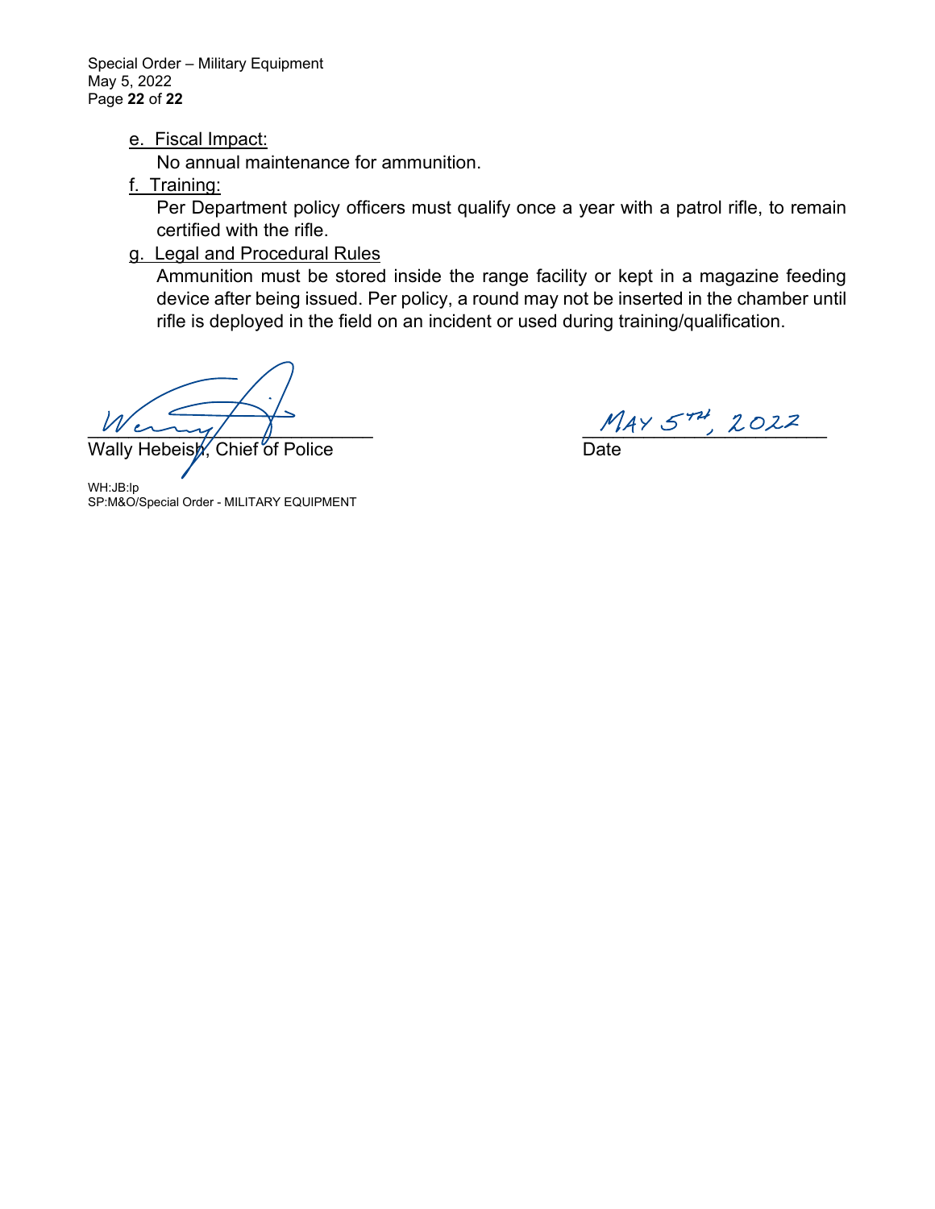e. Fiscal Impact:

No annual maintenance for ammunition.

f. Training:

Per Department policy officers must qualify once a year with a patrol rifle, to remain certified with the rifle.

g. Legal and Procedural Rules

Ammunition must be stored inside the range facility or kept in a magazine feeding device after being issued. Per policy, a round may not be inserted in the chamber until rifle is deployed in the field on an incident or used during training/qualification.

Wally Hebeish, Chief of Police

MAY 5TH, 2022
Date

WH:JB:lp
SP:M&O/Special Order - MILITARY EQUIPMENT